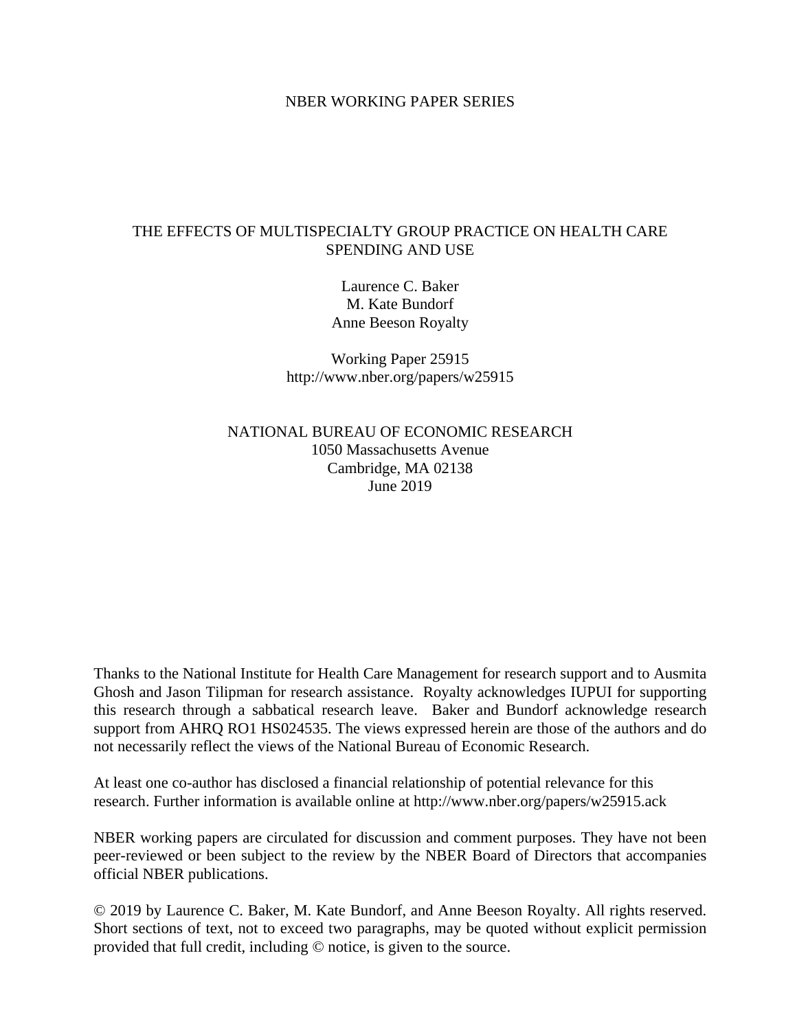NBER WORKING PAPER SERIES

# THE EFFECTS OF MULTISPECIALTY GROUP PRACTICE ON HEALTH CARE SPENDING AND USE

Laurence C. Baker
M. Kate Bundorf
Anne Beeson Royalty

Working Paper 25915
http://www.nber.org/papers/w25915

NATIONAL BUREAU OF ECONOMIC RESEARCH
1050 Massachusetts Avenue
Cambridge, MA 02138
June 2019

Thanks to the National Institute for Health Care Management for research support and to Ausmita Ghosh and Jason Tilipman for research assistance. Royalty acknowledges IUPUI for supporting this research through a sabbatical research leave. Baker and Bundorf acknowledge research support from AHRQ RO1 HS024535. The views expressed herein are those of the authors and do not necessarily reflect the views of the National Bureau of Economic Research.

At least one co-author has disclosed a financial relationship of potential relevance for this research. Further information is available online at http://www.nber.org/papers/w25915.ack

NBER working papers are circulated for discussion and comment purposes. They have not been peer-reviewed or been subject to the review by the NBER Board of Directors that accompanies official NBER publications.

© 2019 by Laurence C. Baker, M. Kate Bundorf, and Anne Beeson Royalty. All rights reserved. Short sections of text, not to exceed two paragraphs, may be quoted without explicit permission provided that full credit, including © notice, is given to the source.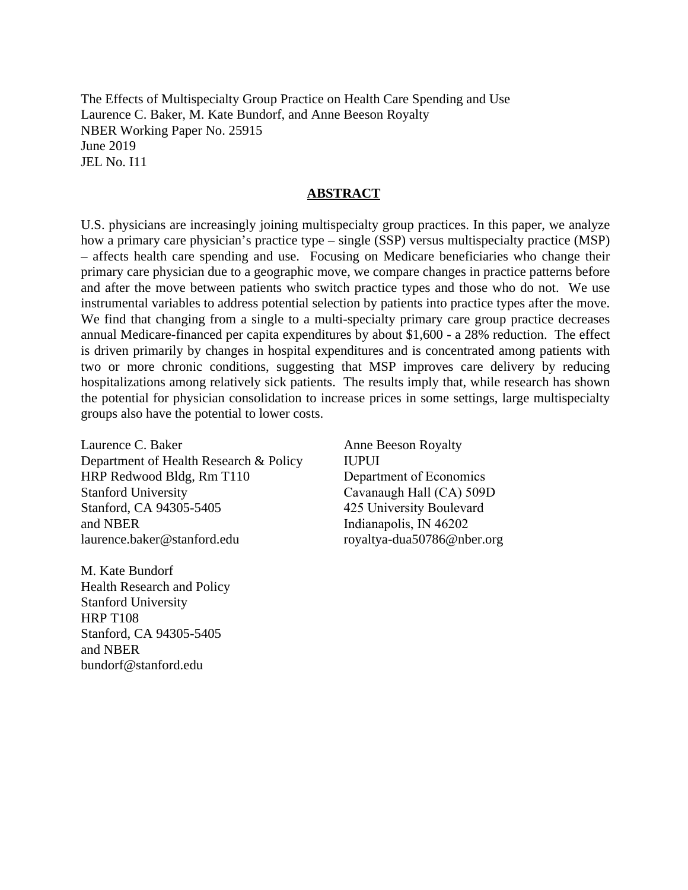The Effects of Multispecialty Group Practice on Health Care Spending and Use
Laurence C. Baker, M. Kate Bundorf, and Anne Beeson Royalty
NBER Working Paper No. 25915
June 2019
JEL No. I11

## ABSTRACT

U.S. physicians are increasingly joining multispecialty group practices. In this paper, we analyze how a primary care physician's practice type – single (SSP) versus multispecialty practice (MSP) – affects health care spending and use. Focusing on Medicare beneficiaries who change their primary care physician due to a geographic move, we compare changes in practice patterns before and after the move between patients who switch practice types and those who do not. We use instrumental variables to address potential selection by patients into practice types after the move. We find that changing from a single to a multi-specialty primary care group practice decreases annual Medicare-financed per capita expenditures by about $1,600 - a 28% reduction. The effect is driven primarily by changes in hospital expenditures and is concentrated among patients with two or more chronic conditions, suggesting that MSP improves care delivery by reducing hospitalizations among relatively sick patients. The results imply that, while research has shown the potential for physician consolidation to increase prices in some settings, large multispecialty groups also have the potential to lower costs.

Laurence C. Baker
Department of Health Research & Policy
HRP Redwood Bldg, Rm T110
Stanford University
Stanford, CA 94305-5405
and NBER
laurence.baker@stanford.edu

Anne Beeson Royalty
IUPUI
Department of Economics
Cavanaugh Hall (CA) 509D
425 University Boulevard
Indianapolis, IN 46202
royaltya-dua50786@nber.org

M. Kate Bundorf
Health Research and Policy
Stanford University
HRP T108
Stanford, CA 94305-5405
and NBER
bundorf@stanford.edu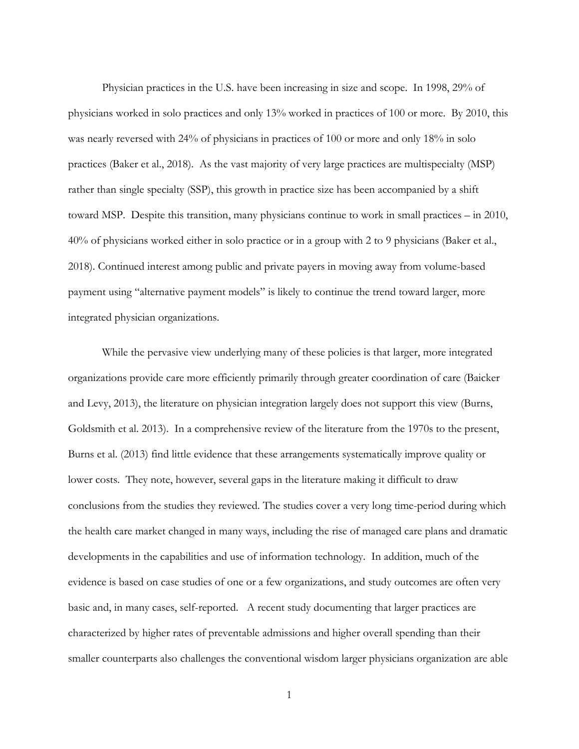Physician practices in the U.S. have been increasing in size and scope. In 1998, 29% of physicians worked in solo practices and only 13% worked in practices of 100 or more. By 2010, this was nearly reversed with 24% of physicians in practices of 100 or more and only 18% in solo practices (Baker et al., 2018). As the vast majority of very large practices are multispecialty (MSP) rather than single specialty (SSP), this growth in practice size has been accompanied by a shift toward MSP. Despite this transition, many physicians continue to work in small practices – in 2010, 40% of physicians worked either in solo practice or in a group with 2 to 9 physicians (Baker et al., 2018). Continued interest among public and private payers in moving away from volume-based payment using "alternative payment models" is likely to continue the trend toward larger, more integrated physician organizations.

While the pervasive view underlying many of these policies is that larger, more integrated organizations provide care more efficiently primarily through greater coordination of care (Baicker and Levy, 2013), the literature on physician integration largely does not support this view (Burns, Goldsmith et al. 2013). In a comprehensive review of the literature from the 1970s to the present, Burns et al. (2013) find little evidence that these arrangements systematically improve quality or lower costs. They note, however, several gaps in the literature making it difficult to draw conclusions from the studies they reviewed. The studies cover a very long time-period during which the health care market changed in many ways, including the rise of managed care plans and dramatic developments in the capabilities and use of information technology. In addition, much of the evidence is based on case studies of one or a few organizations, and study outcomes are often very basic and, in many cases, self-reported. A recent study documenting that larger practices are characterized by higher rates of preventable admissions and higher overall spending than their smaller counterparts also challenges the conventional wisdom larger physicians organization are able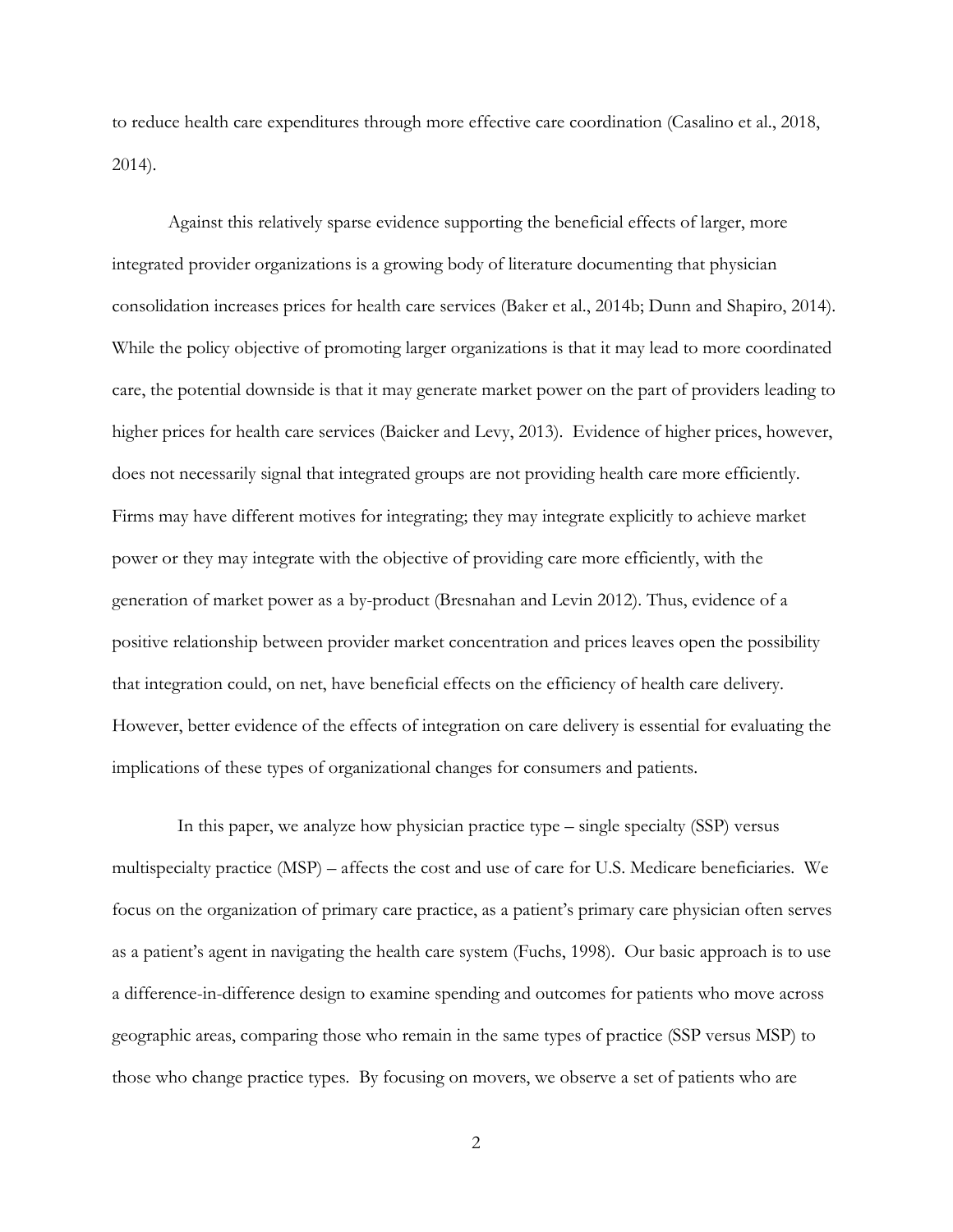to reduce health care expenditures through more effective care coordination (Casalino et al., 2018, 2014).

Against this relatively sparse evidence supporting the beneficial effects of larger, more integrated provider organizations is a growing body of literature documenting that physician consolidation increases prices for health care services (Baker et al., 2014b; Dunn and Shapiro, 2014). While the policy objective of promoting larger organizations is that it may lead to more coordinated care, the potential downside is that it may generate market power on the part of providers leading to higher prices for health care services (Baicker and Levy, 2013). Evidence of higher prices, however, does not necessarily signal that integrated groups are not providing health care more efficiently. Firms may have different motives for integrating; they may integrate explicitly to achieve market power or they may integrate with the objective of providing care more efficiently, with the generation of market power as a by-product (Bresnahan and Levin 2012). Thus, evidence of a positive relationship between provider market concentration and prices leaves open the possibility that integration could, on net, have beneficial effects on the efficiency of health care delivery. However, better evidence of the effects of integration on care delivery is essential for evaluating the implications of these types of organizational changes for consumers and patients.

In this paper, we analyze how physician practice type – single specialty (SSP) versus multispecialty practice (MSP) – affects the cost and use of care for U.S. Medicare beneficiaries. We focus on the organization of primary care practice, as a patient's primary care physician often serves as a patient's agent in navigating the health care system (Fuchs, 1998). Our basic approach is to use a difference-in-difference design to examine spending and outcomes for patients who move across geographic areas, comparing those who remain in the same types of practice (SSP versus MSP) to those who change practice types. By focusing on movers, we observe a set of patients who are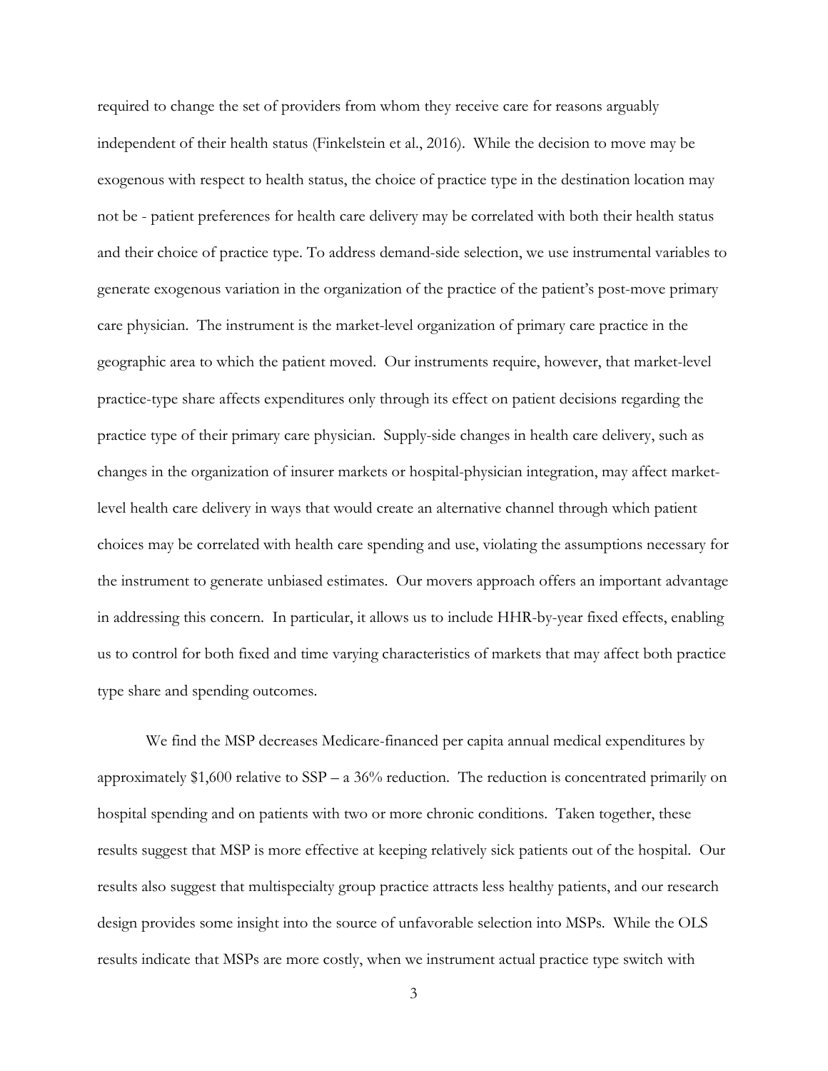required to change the set of providers from whom they receive care for reasons arguably independent of their health status (Finkelstein et al., 2016). While the decision to move may be exogenous with respect to health status, the choice of practice type in the destination location may not be - patient preferences for health care delivery may be correlated with both their health status and their choice of practice type. To address demand-side selection, we use instrumental variables to generate exogenous variation in the organization of the practice of the patient's post-move primary care physician. The instrument is the market-level organization of primary care practice in the geographic area to which the patient moved. Our instruments require, however, that market-level practice-type share affects expenditures only through its effect on patient decisions regarding the practice type of their primary care physician. Supply-side changes in health care delivery, such as changes in the organization of insurer markets or hospital-physician integration, may affect market-level health care delivery in ways that would create an alternative channel through which patient choices may be correlated with health care spending and use, violating the assumptions necessary for the instrument to generate unbiased estimates. Our movers approach offers an important advantage in addressing this concern. In particular, it allows us to include HHR-by-year fixed effects, enabling us to control for both fixed and time varying characteristics of markets that may affect both practice type share and spending outcomes.

We find the MSP decreases Medicare-financed per capita annual medical expenditures by approximately $1,600 relative to SSP – a 36% reduction. The reduction is concentrated primarily on hospital spending and on patients with two or more chronic conditions. Taken together, these results suggest that MSP is more effective at keeping relatively sick patients out of the hospital. Our results also suggest that multispecialty group practice attracts less healthy patients, and our research design provides some insight into the source of unfavorable selection into MSPs. While the OLS results indicate that MSPs are more costly, when we instrument actual practice type switch with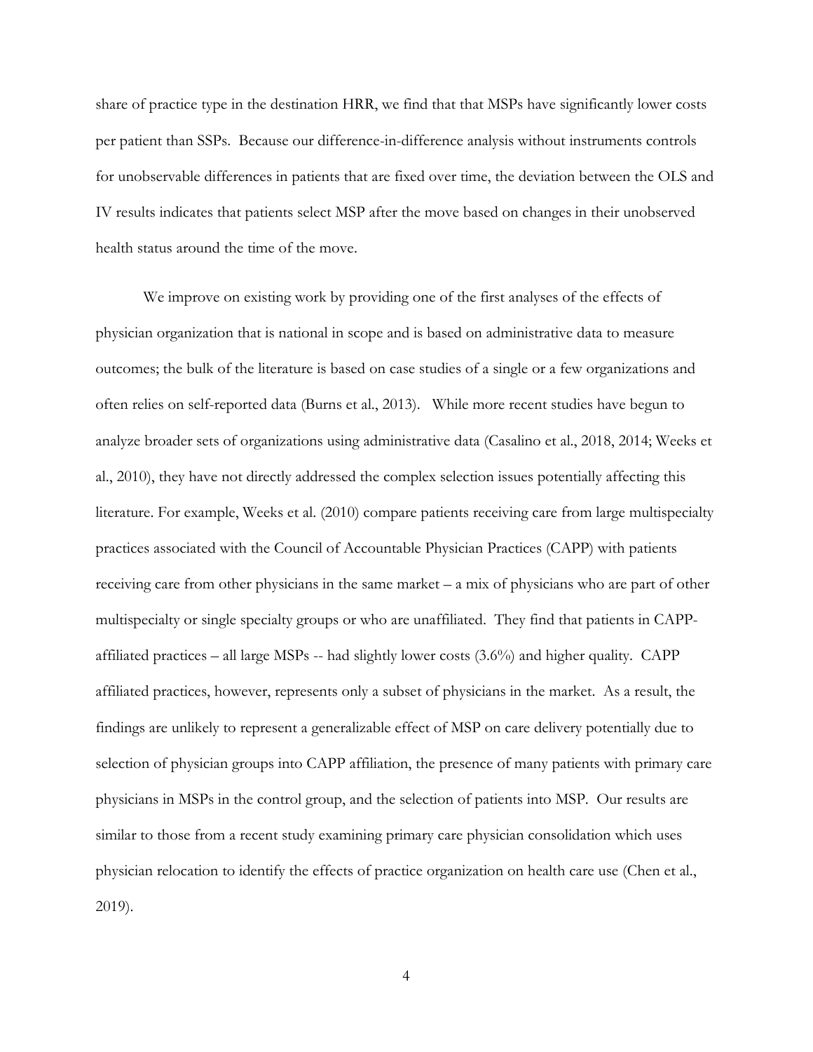share of practice type in the destination HRR, we find that that MSPs have significantly lower costs per patient than SSPs. Because our difference-in-difference analysis without instruments controls for unobservable differences in patients that are fixed over time, the deviation between the OLS and IV results indicates that patients select MSP after the move based on changes in their unobserved health status around the time of the move.

We improve on existing work by providing one of the first analyses of the effects of physician organization that is national in scope and is based on administrative data to measure outcomes; the bulk of the literature is based on case studies of a single or a few organizations and often relies on self-reported data (Burns et al., 2013). While more recent studies have begun to analyze broader sets of organizations using administrative data (Casalino et al., 2018, 2014; Weeks et al., 2010), they have not directly addressed the complex selection issues potentially affecting this literature. For example, Weeks et al. (2010) compare patients receiving care from large multispecialty practices associated with the Council of Accountable Physician Practices (CAPP) with patients receiving care from other physicians in the same market – a mix of physicians who are part of other multispecialty or single specialty groups or who are unaffiliated. They find that patients in CAPP-affiliated practices – all large MSPs -- had slightly lower costs (3.6%) and higher quality. CAPP affiliated practices, however, represents only a subset of physicians in the market. As a result, the findings are unlikely to represent a generalizable effect of MSP on care delivery potentially due to selection of physician groups into CAPP affiliation, the presence of many patients with primary care physicians in MSPs in the control group, and the selection of patients into MSP. Our results are similar to those from a recent study examining primary care physician consolidation which uses physician relocation to identify the effects of practice organization on health care use (Chen et al., 2019).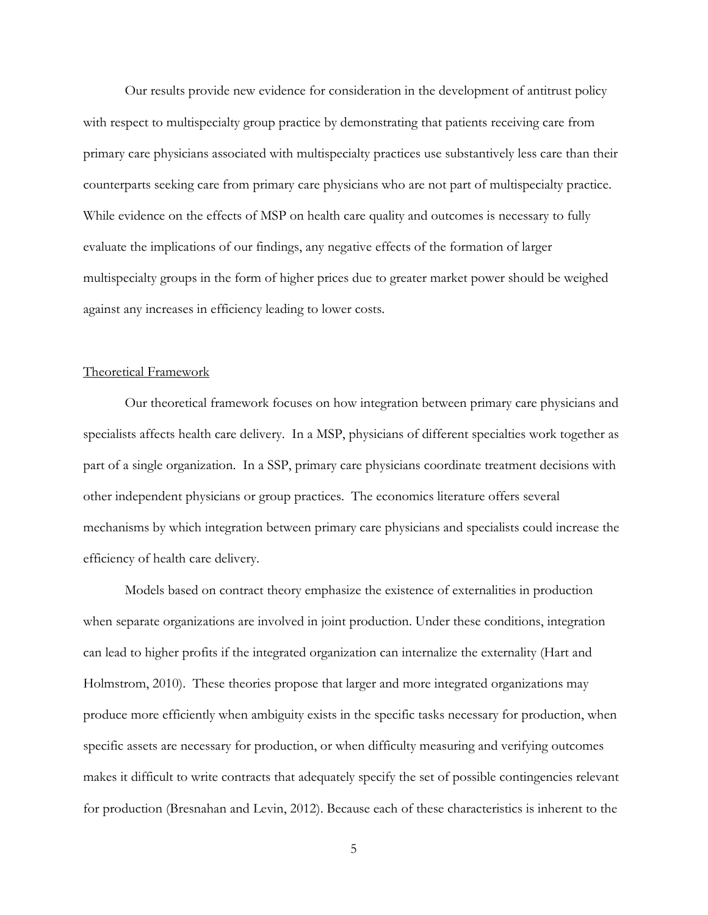Our results provide new evidence for consideration in the development of antitrust policy with respect to multispecialty group practice by demonstrating that patients receiving care from primary care physicians associated with multispecialty practices use substantively less care than their counterparts seeking care from primary care physicians who are not part of multispecialty practice. While evidence on the effects of MSP on health care quality and outcomes is necessary to fully evaluate the implications of our findings, any negative effects of the formation of larger multispecialty groups in the form of higher prices due to greater market power should be weighed against any increases in efficiency leading to lower costs.

## Theoretical Framework

Our theoretical framework focuses on how integration between primary care physicians and specialists affects health care delivery. In a MSP, physicians of different specialties work together as part of a single organization. In a SSP, primary care physicians coordinate treatment decisions with other independent physicians or group practices. The economics literature offers several mechanisms by which integration between primary care physicians and specialists could increase the efficiency of health care delivery.

Models based on contract theory emphasize the existence of externalities in production when separate organizations are involved in joint production. Under these conditions, integration can lead to higher profits if the integrated organization can internalize the externality (Hart and Holmstrom, 2010). These theories propose that larger and more integrated organizations may produce more efficiently when ambiguity exists in the specific tasks necessary for production, when specific assets are necessary for production, or when difficulty measuring and verifying outcomes makes it difficult to write contracts that adequately specify the set of possible contingencies relevant for production (Bresnahan and Levin, 2012). Because each of these characteristics is inherent to the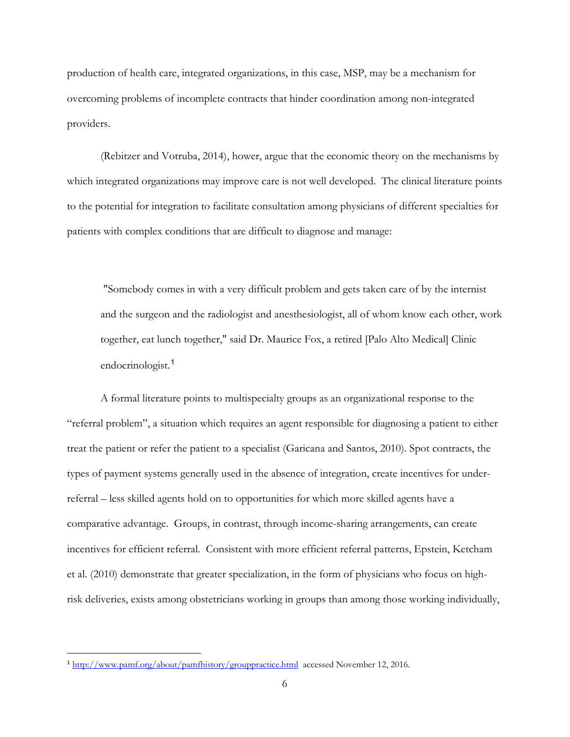production of health care, integrated organizations, in this case, MSP, may be a mechanism for overcoming problems of incomplete contracts that hinder coordination among non-integrated providers.

(Rebitzer and Votruba, 2014), hower, argue that the economic theory on the mechanisms by which integrated organizations may improve care is not well developed. The clinical literature points to the potential for integration to facilitate consultation among physicians of different specialties for patients with complex conditions that are difficult to diagnose and manage:

> "Somebody comes in with a very difficult problem and gets taken care of by the internist and the surgeon and the radiologist and anesthesiologist, all of whom know each other, work together, eat lunch together," said Dr. Maurice Fox, a retired [Palo Alto Medical] Clinic endocrinologist.[1]

A formal literature points to multispecialty groups as an organizational response to the "referral problem", a situation which requires an agent responsible for diagnosing a patient to either treat the patient or refer the patient to a specialist (Garicana and Santos, 2010). Spot contracts, the types of payment systems generally used in the absence of integration, create incentives for under-referral – less skilled agents hold on to opportunities for which more skilled agents have a comparative advantage. Groups, in contrast, through income-sharing arrangements, can create incentives for efficient referral. Consistent with more efficient referral patterns, Epstein, Ketcham et al. (2010) demonstrate that greater specialization, in the form of physicians who focus on high-risk deliveries, exists among obstetricians working in groups than among those working individually,

---

[1] http://www.pamf.org/about/pamfhistory/grouppractice.html accessed November 12, 2016.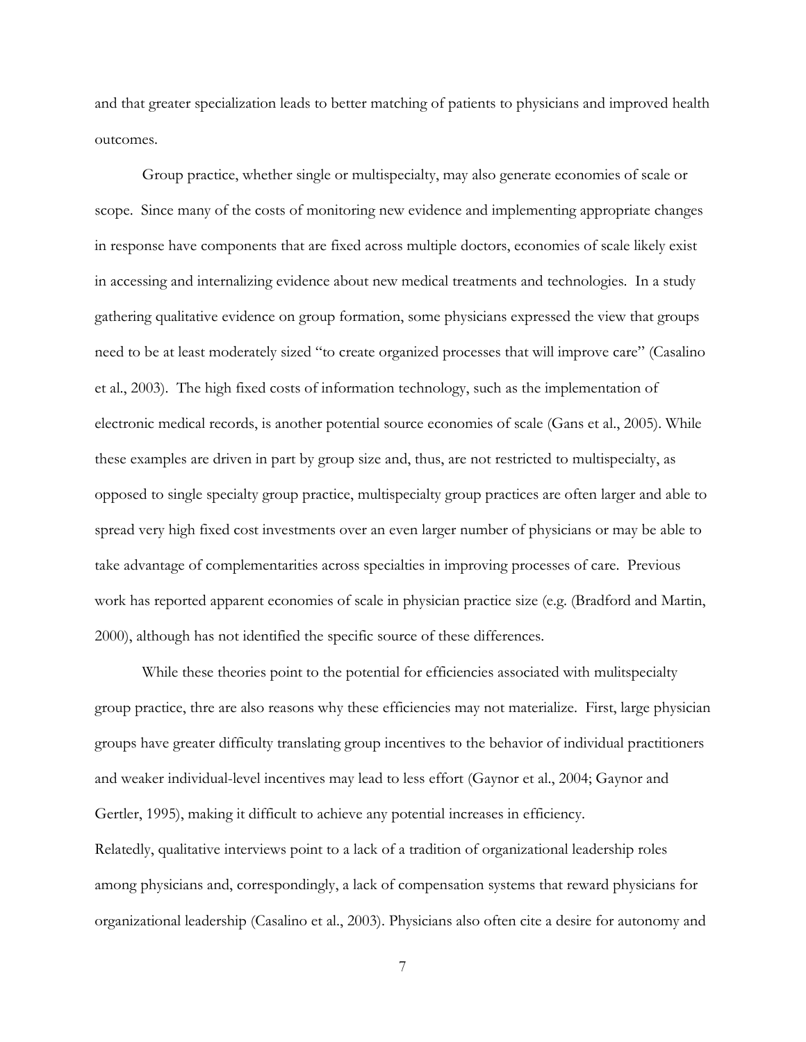and that greater specialization leads to better matching of patients to physicians and improved health outcomes.

Group practice, whether single or multispecialty, may also generate economies of scale or scope. Since many of the costs of monitoring new evidence and implementing appropriate changes in response have components that are fixed across multiple doctors, economies of scale likely exist in accessing and internalizing evidence about new medical treatments and technologies. In a study gathering qualitative evidence on group formation, some physicians expressed the view that groups need to be at least moderately sized "to create organized processes that will improve care" (Casalino et al., 2003). The high fixed costs of information technology, such as the implementation of electronic medical records, is another potential source economies of scale (Gans et al., 2005). While these examples are driven in part by group size and, thus, are not restricted to multispecialty, as opposed to single specialty group practice, multispecialty group practices are often larger and able to spread very high fixed cost investments over an even larger number of physicians or may be able to take advantage of complementarities across specialties in improving processes of care. Previous work has reported apparent economies of scale in physician practice size (e.g. (Bradford and Martin, 2000), although has not identified the specific source of these differences.

While these theories point to the potential for efficiencies associated with mulitspecialty group practice, thre are also reasons why these efficiencies may not materialize. First, large physician groups have greater difficulty translating group incentives to the behavior of individual practitioners and weaker individual-level incentives may lead to less effort (Gaynor et al., 2004; Gaynor and Gertler, 1995), making it difficult to achieve any potential increases in efficiency.
Relatedly, qualitative interviews point to a lack of a tradition of organizational leadership roles among physicians and, correspondingly, a lack of compensation systems that reward physicians for organizational leadership (Casalino et al., 2003). Physicians also often cite a desire for autonomy and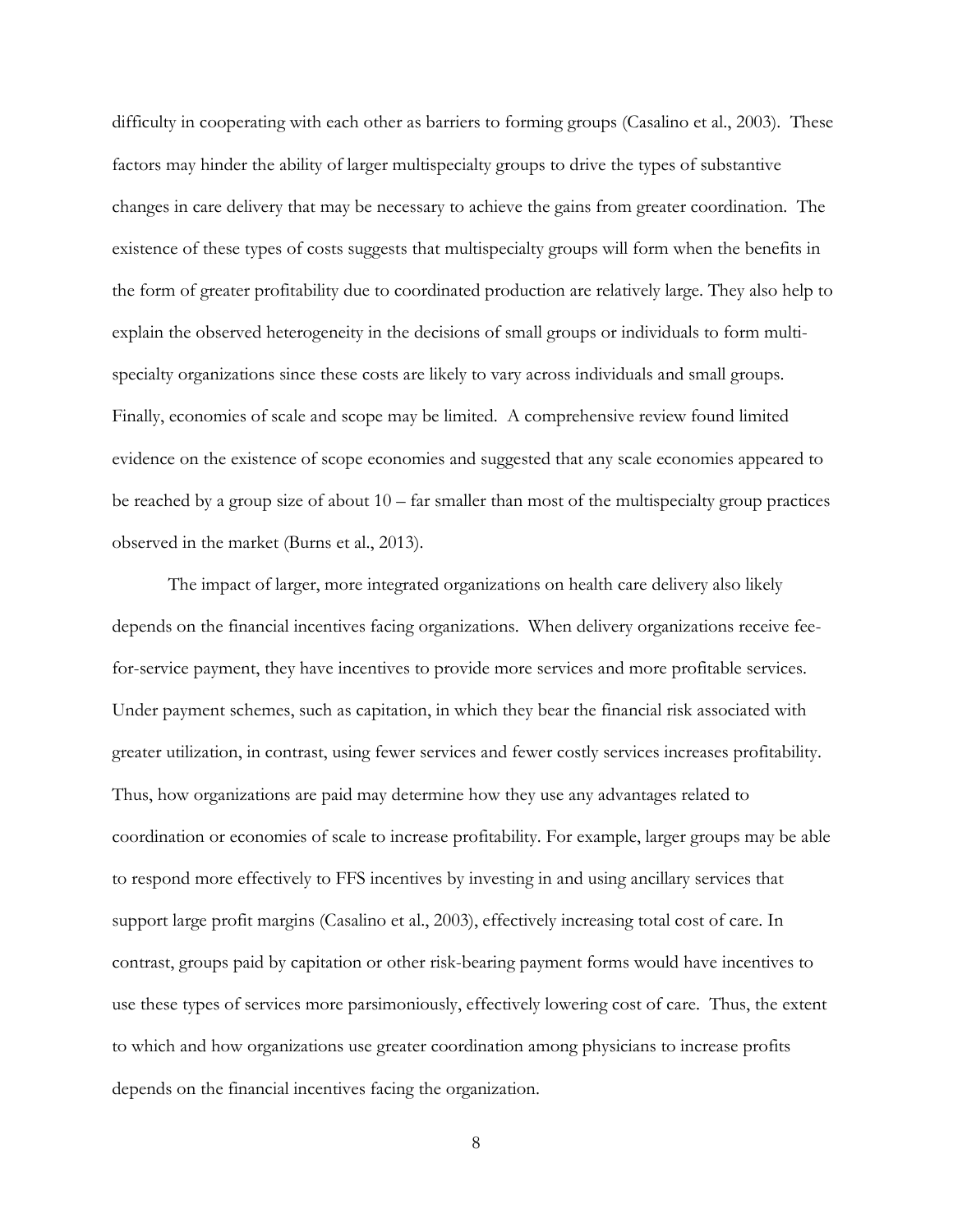difficulty in cooperating with each other as barriers to forming groups (Casalino et al., 2003). These factors may hinder the ability of larger multispecialty groups to drive the types of substantive changes in care delivery that may be necessary to achieve the gains from greater coordination. The existence of these types of costs suggests that multispecialty groups will form when the benefits in the form of greater profitability due to coordinated production are relatively large. They also help to explain the observed heterogeneity in the decisions of small groups or individuals to form multi-specialty organizations since these costs are likely to vary across individuals and small groups. Finally, economies of scale and scope may be limited. A comprehensive review found limited evidence on the existence of scope economies and suggested that any scale economies appeared to be reached by a group size of about 10 – far smaller than most of the multispecialty group practices observed in the market (Burns et al., 2013).

The impact of larger, more integrated organizations on health care delivery also likely depends on the financial incentives facing organizations. When delivery organizations receive fee-for-service payment, they have incentives to provide more services and more profitable services. Under payment schemes, such as capitation, in which they bear the financial risk associated with greater utilization, in contrast, using fewer services and fewer costly services increases profitability. Thus, how organizations are paid may determine how they use any advantages related to coordination or economies of scale to increase profitability. For example, larger groups may be able to respond more effectively to FFS incentives by investing in and using ancillary services that support large profit margins (Casalino et al., 2003), effectively increasing total cost of care. In contrast, groups paid by capitation or other risk-bearing payment forms would have incentives to use these types of services more parsimoniously, effectively lowering cost of care. Thus, the extent to which and how organizations use greater coordination among physicians to increase profits depends on the financial incentives facing the organization.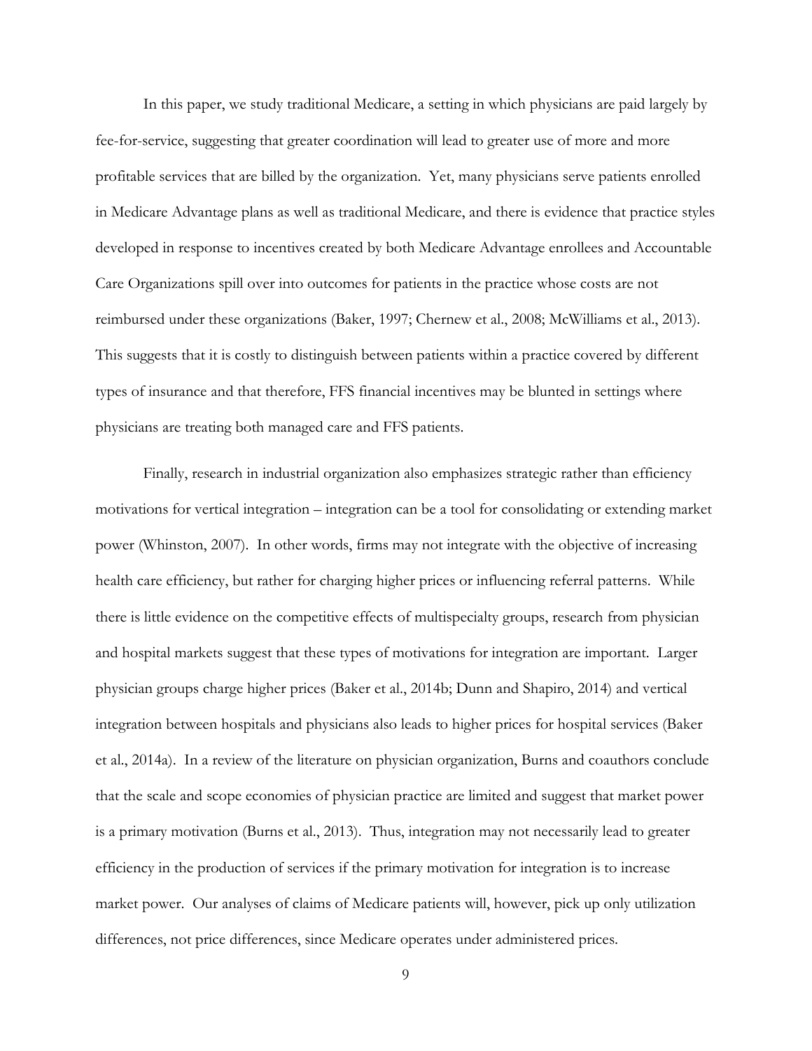In this paper, we study traditional Medicare, a setting in which physicians are paid largely by fee-for-service, suggesting that greater coordination will lead to greater use of more and more profitable services that are billed by the organization. Yet, many physicians serve patients enrolled in Medicare Advantage plans as well as traditional Medicare, and there is evidence that practice styles developed in response to incentives created by both Medicare Advantage enrollees and Accountable Care Organizations spill over into outcomes for patients in the practice whose costs are not reimbursed under these organizations (Baker, 1997; Chernew et al., 2008; McWilliams et al., 2013). This suggests that it is costly to distinguish between patients within a practice covered by different types of insurance and that therefore, FFS financial incentives may be blunted in settings where physicians are treating both managed care and FFS patients.

Finally, research in industrial organization also emphasizes strategic rather than efficiency motivations for vertical integration – integration can be a tool for consolidating or extending market power (Whinston, 2007). In other words, firms may not integrate with the objective of increasing health care efficiency, but rather for charging higher prices or influencing referral patterns. While there is little evidence on the competitive effects of multispecialty groups, research from physician and hospital markets suggest that these types of motivations for integration are important. Larger physician groups charge higher prices (Baker et al., 2014b; Dunn and Shapiro, 2014) and vertical integration between hospitals and physicians also leads to higher prices for hospital services (Baker et al., 2014a). In a review of the literature on physician organization, Burns and coauthors conclude that the scale and scope economies of physician practice are limited and suggest that market power is a primary motivation (Burns et al., 2013). Thus, integration may not necessarily lead to greater efficiency in the production of services if the primary motivation for integration is to increase market power. Our analyses of claims of Medicare patients will, however, pick up only utilization differences, not price differences, since Medicare operates under administered prices.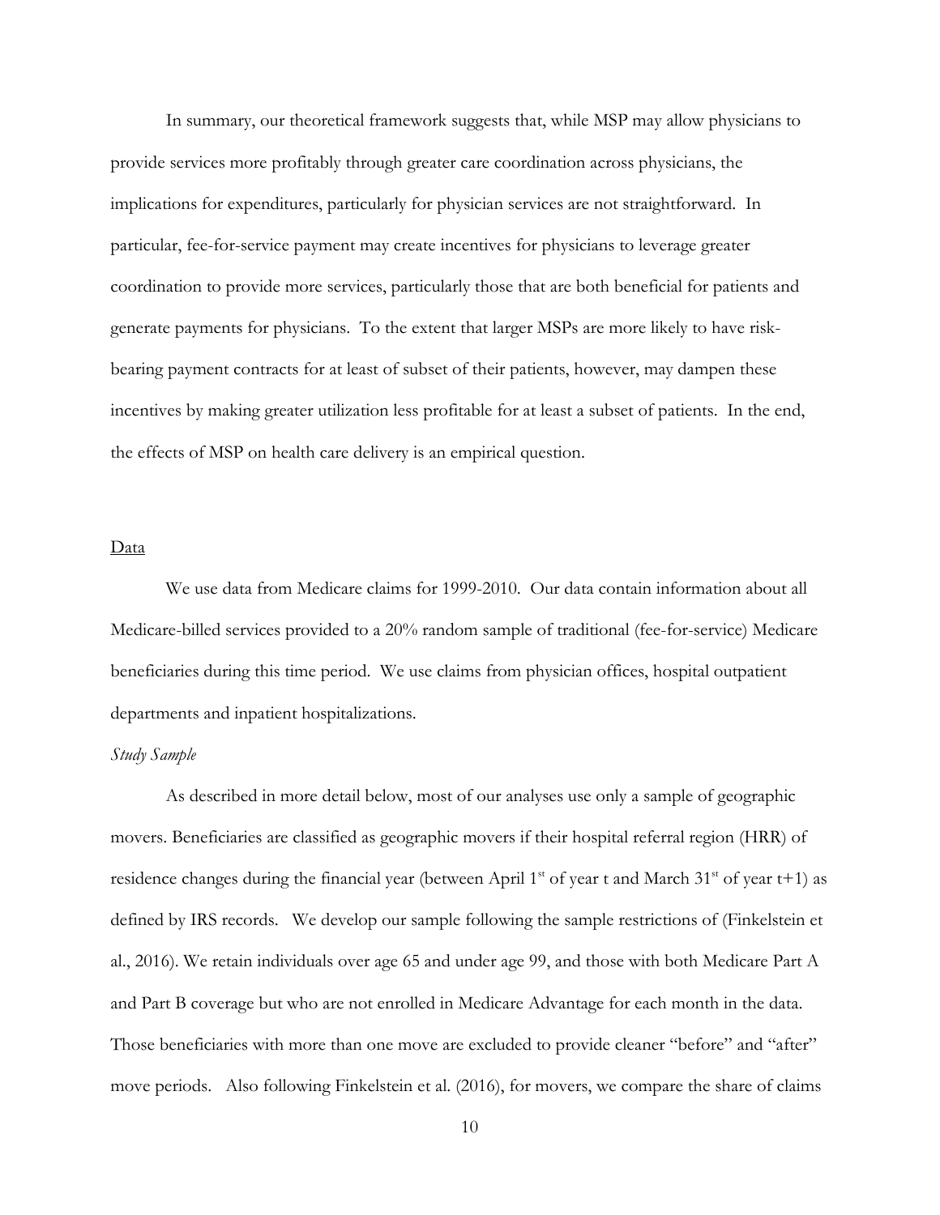In summary, our theoretical framework suggests that, while MSP may allow physicians to provide services more profitably through greater care coordination across physicians, the implications for expenditures, particularly for physician services are not straightforward. In particular, fee-for-service payment may create incentives for physicians to leverage greater coordination to provide more services, particularly those that are both beneficial for patients and generate payments for physicians. To the extent that larger MSPs are more likely to have risk-bearing payment contracts for at least of subset of their patients, however, may dampen these incentives by making greater utilization less profitable for at least a subset of patients. In the end, the effects of MSP on health care delivery is an empirical question.

## Data

We use data from Medicare claims for 1999-2010. Our data contain information about all Medicare-billed services provided to a 20% random sample of traditional (fee-for-service) Medicare beneficiaries during this time period. We use claims from physician offices, hospital outpatient departments and inpatient hospitalizations.

### *Study Sample*

As described in more detail below, most of our analyses use only a sample of geographic movers. Beneficiaries are classified as geographic movers if their hospital referral region (HRR) of residence changes during the financial year (between April 1st of year t and March 31st of year t+1) as defined by IRS records. We develop our sample following the sample restrictions of (Finkelstein et al., 2016). We retain individuals over age 65 and under age 99, and those with both Medicare Part A and Part B coverage but who are not enrolled in Medicare Advantage for each month in the data. Those beneficiaries with more than one move are excluded to provide cleaner "before" and "after" move periods. Also following Finkelstein et al. (2016), for movers, we compare the share of claims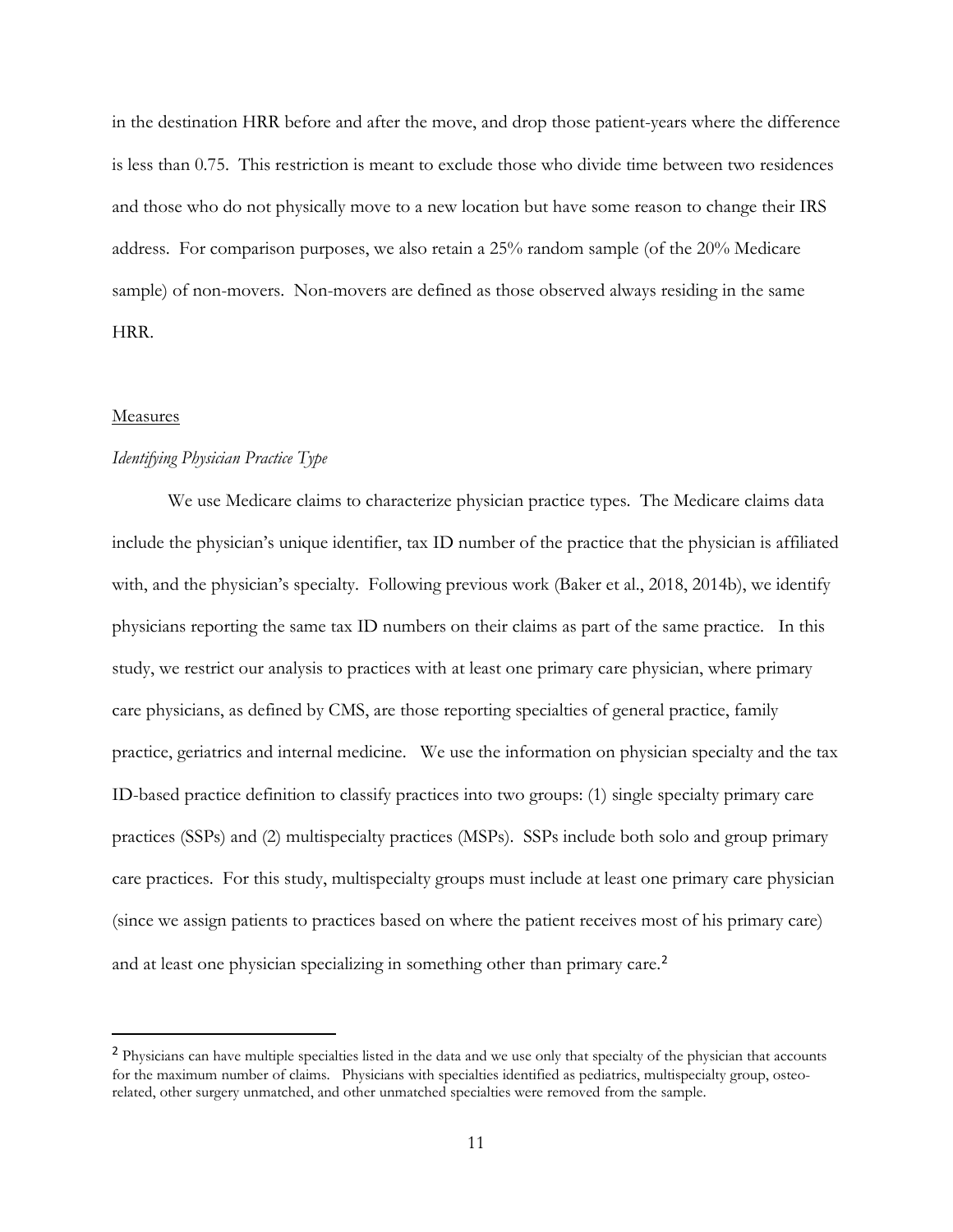in the destination HRR before and after the move, and drop those patient-years where the difference is less than 0.75. This restriction is meant to exclude those who divide time between two residences and those who do not physically move to a new location but have some reason to change their IRS address. For comparison purposes, we also retain a 25% random sample (of the 20% Medicare sample) of non-movers. Non-movers are defined as those observed always residing in the same HRR.

Measures

*Identifying Physician Practice Type*

We use Medicare claims to characterize physician practice types. The Medicare claims data include the physician's unique identifier, tax ID number of the practice that the physician is affiliated with, and the physician's specialty. Following previous work (Baker et al., 2018, 2014b), we identify physicians reporting the same tax ID numbers on their claims as part of the same practice. In this study, we restrict our analysis to practices with at least one primary care physician, where primary care physicians, as defined by CMS, are those reporting specialties of general practice, family practice, geriatrics and internal medicine. We use the information on physician specialty and the tax ID-based practice definition to classify practices into two groups: (1) single specialty primary care practices (SSPs) and (2) multispecialty practices (MSPs). SSPs include both solo and group primary care practices. For this study, multispecialty groups must include at least one primary care physician (since we assign patients to practices based on where the patient receives most of his primary care) and at least one physician specializing in something other than primary care.[2]

[2] Physicians can have multiple specialties listed in the data and we use only that specialty of the physician that accounts for the maximum number of claims. Physicians with specialties identified as pediatrics, multispecialty group, osteo-related, other surgery unmatched, and other unmatched specialties were removed from the sample.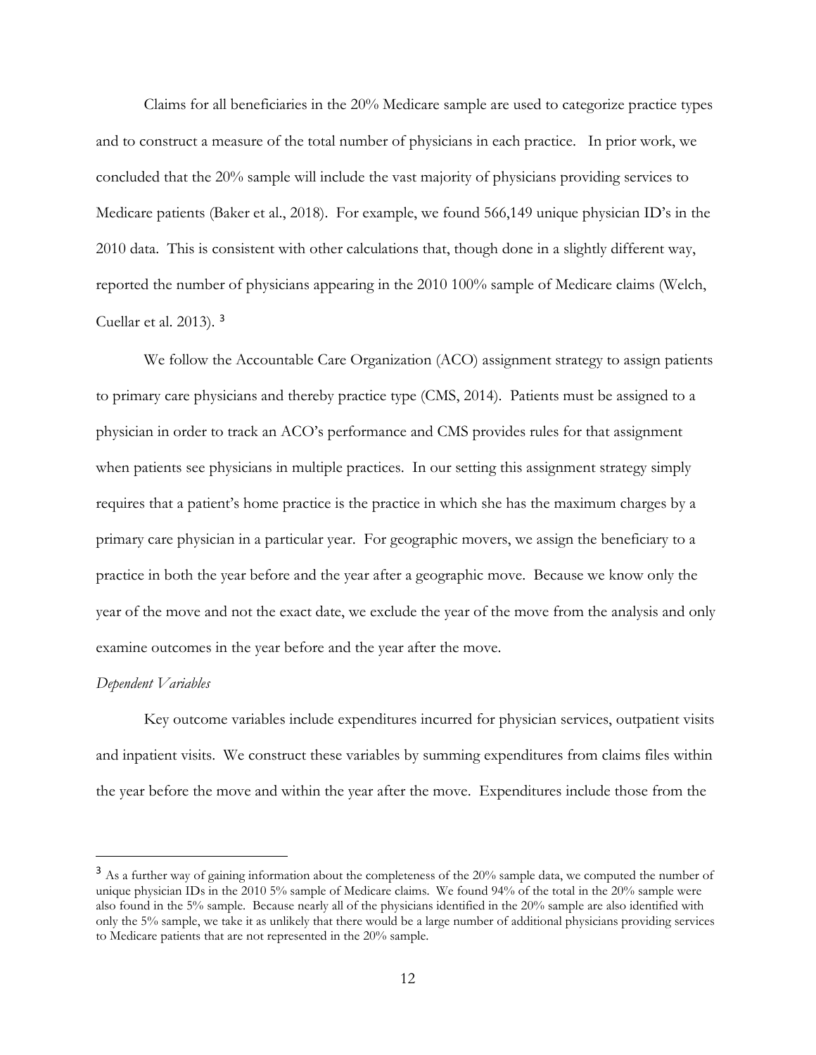Claims for all beneficiaries in the 20% Medicare sample are used to categorize practice types and to construct a measure of the total number of physicians in each practice. In prior work, we concluded that the 20% sample will include the vast majority of physicians providing services to Medicare patients (Baker et al., 2018). For example, we found 566,149 unique physician ID's in the 2010 data. This is consistent with other calculations that, though done in a slightly different way, reported the number of physicians appearing in the 2010 100% sample of Medicare claims (Welch, Cuellar et al. 2013). [3]

We follow the Accountable Care Organization (ACO) assignment strategy to assign patients to primary care physicians and thereby practice type (CMS, 2014). Patients must be assigned to a physician in order to track an ACO's performance and CMS provides rules for that assignment when patients see physicians in multiple practices. In our setting this assignment strategy simply requires that a patient's home practice is the practice in which she has the maximum charges by a primary care physician in a particular year. For geographic movers, we assign the beneficiary to a practice in both the year before and the year after a geographic move. Because we know only the year of the move and not the exact date, we exclude the year of the move from the analysis and only examine outcomes in the year before and the year after the move.

*Dependent Variables*

Key outcome variables include expenditures incurred for physician services, outpatient visits and inpatient visits. We construct these variables by summing expenditures from claims files within the year before the move and within the year after the move. Expenditures include those from the

---

[3] As a further way of gaining information about the completeness of the 20% sample data, we computed the number of unique physician IDs in the 2010 5% sample of Medicare claims. We found 94% of the total in the 20% sample were also found in the 5% sample. Because nearly all of the physicians identified in the 20% sample are also identified with only the 5% sample, we take it as unlikely that there would be a large number of additional physicians providing services to Medicare patients that are not represented in the 20% sample.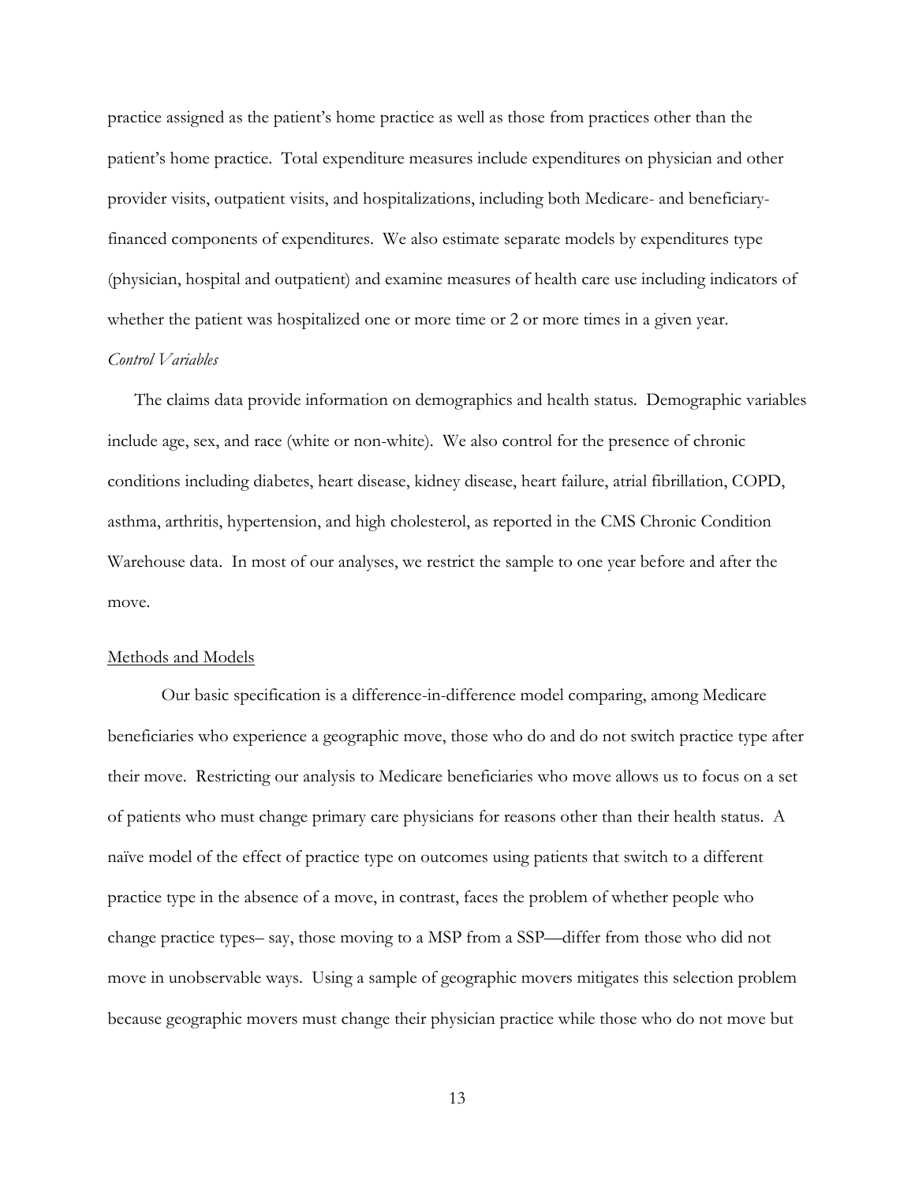practice assigned as the patient's home practice as well as those from practices other than the patient's home practice. Total expenditure measures include expenditures on physician and other provider visits, outpatient visits, and hospitalizations, including both Medicare- and beneficiary-financed components of expenditures. We also estimate separate models by expenditures type (physician, hospital and outpatient) and examine measures of health care use including indicators of whether the patient was hospitalized one or more time or 2 or more times in a given year.

*Control Variables*

The claims data provide information on demographics and health status. Demographic variables include age, sex, and race (white or non-white). We also control for the presence of chronic conditions including diabetes, heart disease, kidney disease, heart failure, atrial fibrillation, COPD, asthma, arthritis, hypertension, and high cholesterol, as reported in the CMS Chronic Condition Warehouse data. In most of our analyses, we restrict the sample to one year before and after the move.

## Methods and Models

Our basic specification is a difference-in-difference model comparing, among Medicare beneficiaries who experience a geographic move, those who do and do not switch practice type after their move. Restricting our analysis to Medicare beneficiaries who move allows us to focus on a set of patients who must change primary care physicians for reasons other than their health status. A naïve model of the effect of practice type on outcomes using patients that switch to a different practice type in the absence of a move, in contrast, faces the problem of whether people who change practice types– say, those moving to a MSP from a SSP—differ from those who did not move in unobservable ways. Using a sample of geographic movers mitigates this selection problem because geographic movers must change their physician practice while those who do not move but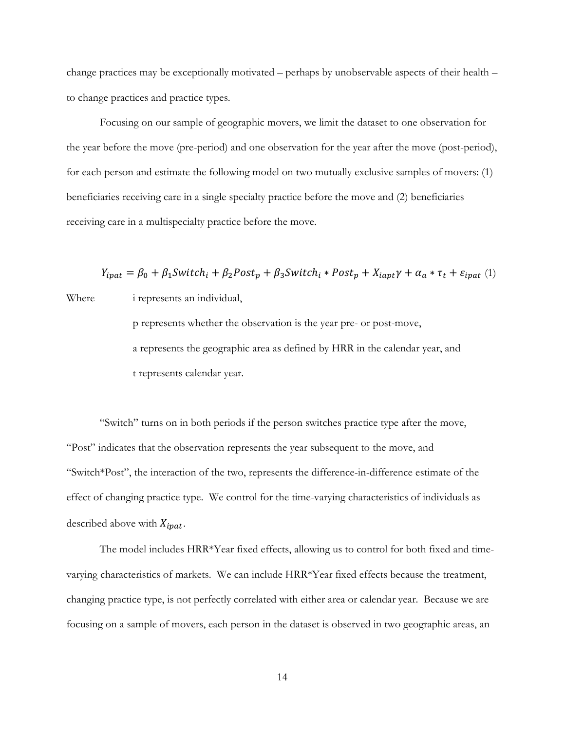change practices may be exceptionally motivated – perhaps by unobservable aspects of their health – to change practices and practice types.

Focusing on our sample of geographic movers, we limit the dataset to one observation for the year before the move (pre-period) and one observation for the year after the move (post-period), for each person and estimate the following model on two mutually exclusive samples of movers: (1) beneficiaries receiving care in a single specialty practice before the move and (2) beneficiaries receiving care in a multispecialty practice before the move.

$$Y_{ipat} = \beta_0 + \beta_1 Switch_i + \beta_2 Post_p + \beta_3 Switch_i * Post_p + X_{iapt}\gamma + \alpha_a * \tau_t + \varepsilon_{ipat} \quad (1)$$

Where i represents an individual,

p represents whether the observation is the year pre- or post-move,

a represents the geographic area as defined by HRR in the calendar year, and

t represents calendar year.

"Switch" turns on in both periods if the person switches practice type after the move, "Post" indicates that the observation represents the year subsequent to the move, and "Switch*Post", the interaction of the two, represents the difference-in-difference estimate of the effect of changing practice type. We control for the time-varying characteristics of individuals as described above with $X_{ipat}$.

The model includes HRR*Year fixed effects, allowing us to control for both fixed and time-varying characteristics of markets. We can include HRR*Year fixed effects because the treatment, changing practice type, is not perfectly correlated with either area or calendar year. Because we are focusing on a sample of movers, each person in the dataset is observed in two geographic areas, an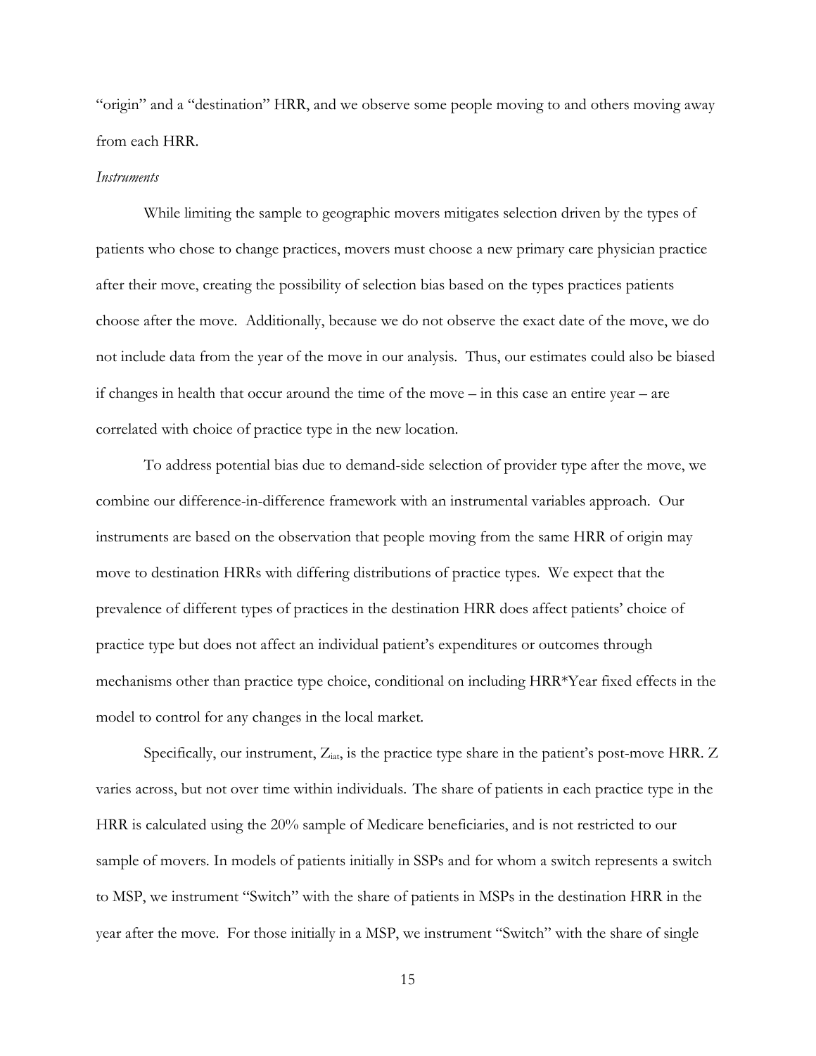"origin" and a "destination" HRR, and we observe some people moving to and others moving away from each HRR.

*Instruments*

While limiting the sample to geographic movers mitigates selection driven by the types of patients who chose to change practices, movers must choose a new primary care physician practice after their move, creating the possibility of selection bias based on the types practices patients choose after the move. Additionally, because we do not observe the exact date of the move, we do not include data from the year of the move in our analysis. Thus, our estimates could also be biased if changes in health that occur around the time of the move – in this case an entire year – are correlated with choice of practice type in the new location.

To address potential bias due to demand-side selection of provider type after the move, we combine our difference-in-difference framework with an instrumental variables approach. Our instruments are based on the observation that people moving from the same HRR of origin may move to destination HRRs with differing distributions of practice types. We expect that the prevalence of different types of practices in the destination HRR does affect patients' choice of practice type but does not affect an individual patient's expenditures or outcomes through mechanisms other than practice type choice, conditional on including HRR*Year fixed effects in the model to control for any changes in the local market.

Specifically, our instrument, $Z_{iat}$, is the practice type share in the patient's post-move HRR. Z varies across, but not over time within individuals. The share of patients in each practice type in the HRR is calculated using the 20% sample of Medicare beneficiaries, and is not restricted to our sample of movers. In models of patients initially in SSPs and for whom a switch represents a switch to MSP, we instrument "Switch" with the share of patients in MSPs in the destination HRR in the year after the move. For those initially in a MSP, we instrument "Switch" with the share of single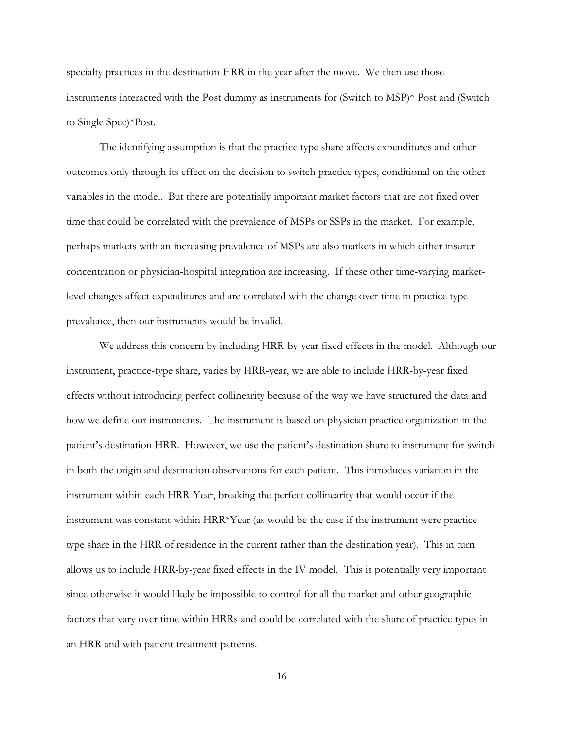specialty practices in the destination HRR in the year after the move. We then use those instruments interacted with the Post dummy as instruments for (Switch to MSP)* Post and (Switch to Single Spec)*Post.

The identifying assumption is that the practice type share affects expenditures and other outcomes only through its effect on the decision to switch practice types, conditional on the other variables in the model. But there are potentially important market factors that are not fixed over time that could be correlated with the prevalence of MSPs or SSPs in the market. For example, perhaps markets with an increasing prevalence of MSPs are also markets in which either insurer concentration or physician-hospital integration are increasing. If these other time-varying market-level changes affect expenditures and are correlated with the change over time in practice type prevalence, then our instruments would be invalid.

We address this concern by including HRR-by-year fixed effects in the model. Although our instrument, practice-type share, varies by HRR-year, we are able to include HRR-by-year fixed effects without introducing perfect collinearity because of the way we have structured the data and how we define our instruments. The instrument is based on physician practice organization in the patient's destination HRR. However, we use the patient's destination share to instrument for switch in both the origin and destination observations for each patient. This introduces variation in the instrument within each HRR-Year, breaking the perfect collinearity that would occur if the instrument was constant within HRR*Year (as would be the case if the instrument were practice type share in the HRR of residence in the current rather than the destination year). This in turn allows us to include HRR-by-year fixed effects in the IV model. This is potentially very important since otherwise it would likely be impossible to control for all the market and other geographic factors that vary over time within HRRs and could be correlated with the share of practice types in an HRR and with patient treatment patterns.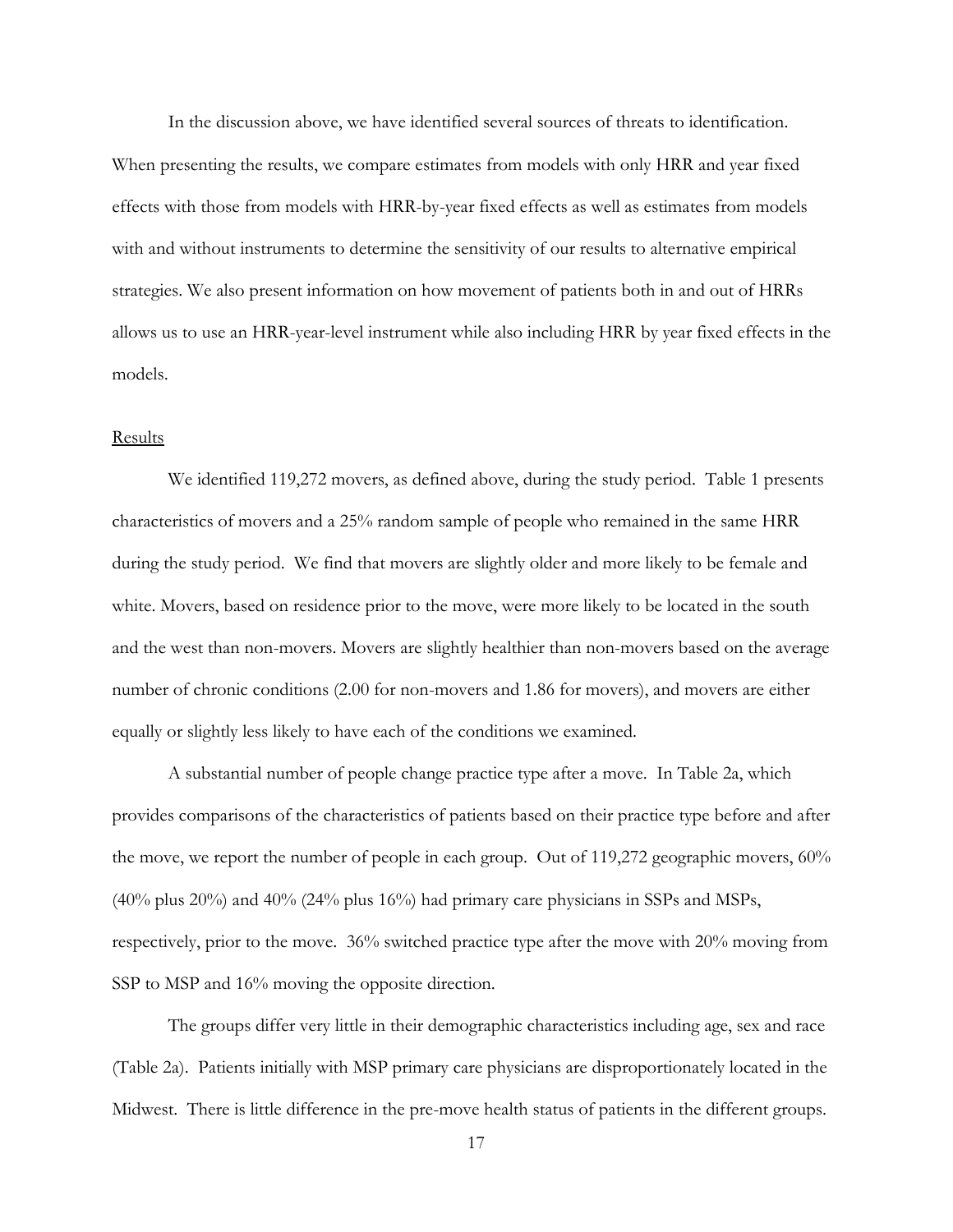In the discussion above, we have identified several sources of threats to identification. When presenting the results, we compare estimates from models with only HRR and year fixed effects with those from models with HRR-by-year fixed effects as well as estimates from models with and without instruments to determine the sensitivity of our results to alternative empirical strategies. We also present information on how movement of patients both in and out of HRRs allows us to use an HRR-year-level instrument while also including HRR by year fixed effects in the models.

## Results

We identified 119,272 movers, as defined above, during the study period. Table 1 presents characteristics of movers and a 25% random sample of people who remained in the same HRR during the study period. We find that movers are slightly older and more likely to be female and white. Movers, based on residence prior to the move, were more likely to be located in the south and the west than non-movers. Movers are slightly healthier than non-movers based on the average number of chronic conditions (2.00 for non-movers and 1.86 for movers), and movers are either equally or slightly less likely to have each of the conditions we examined.

A substantial number of people change practice type after a move. In Table 2a, which provides comparisons of the characteristics of patients based on their practice type before and after the move, we report the number of people in each group. Out of 119,272 geographic movers, 60% (40% plus 20%) and 40% (24% plus 16%) had primary care physicians in SSPs and MSPs, respectively, prior to the move. 36% switched practice type after the move with 20% moving from SSP to MSP and 16% moving the opposite direction.

The groups differ very little in their demographic characteristics including age, sex and race (Table 2a). Patients initially with MSP primary care physicians are disproportionately located in the Midwest. There is little difference in the pre-move health status of patients in the different groups.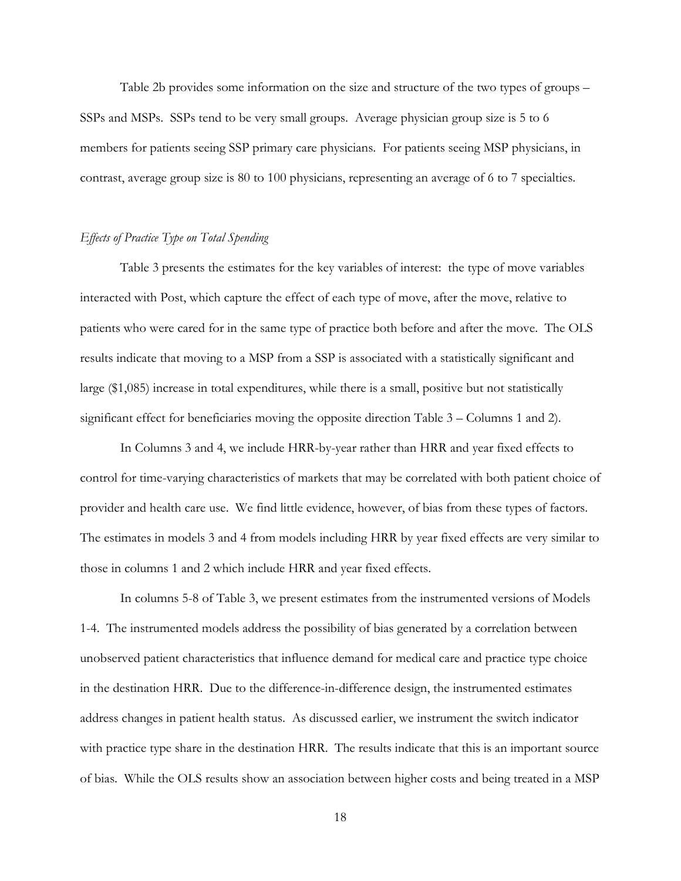Table 2b provides some information on the size and structure of the two types of groups – SSPs and MSPs. SSPs tend to be very small groups. Average physician group size is 5 to 6 members for patients seeing SSP primary care physicians. For patients seeing MSP physicians, in contrast, average group size is 80 to 100 physicians, representing an average of 6 to 7 specialties.

*Effects of Practice Type on Total Spending*

Table 3 presents the estimates for the key variables of interest: the type of move variables interacted with Post, which capture the effect of each type of move, after the move, relative to patients who were cared for in the same type of practice both before and after the move. The OLS results indicate that moving to a MSP from a SSP is associated with a statistically significant and large ($1,085) increase in total expenditures, while there is a small, positive but not statistically significant effect for beneficiaries moving the opposite direction Table 3 – Columns 1 and 2).

In Columns 3 and 4, we include HRR-by-year rather than HRR and year fixed effects to control for time-varying characteristics of markets that may be correlated with both patient choice of provider and health care use. We find little evidence, however, of bias from these types of factors. The estimates in models 3 and 4 from models including HRR by year fixed effects are very similar to those in columns 1 and 2 which include HRR and year fixed effects.

In columns 5-8 of Table 3, we present estimates from the instrumented versions of Models 1-4. The instrumented models address the possibility of bias generated by a correlation between unobserved patient characteristics that influence demand for medical care and practice type choice in the destination HRR. Due to the difference-in-difference design, the instrumented estimates address changes in patient health status. As discussed earlier, we instrument the switch indicator with practice type share in the destination HRR. The results indicate that this is an important source of bias. While the OLS results show an association between higher costs and being treated in a MSP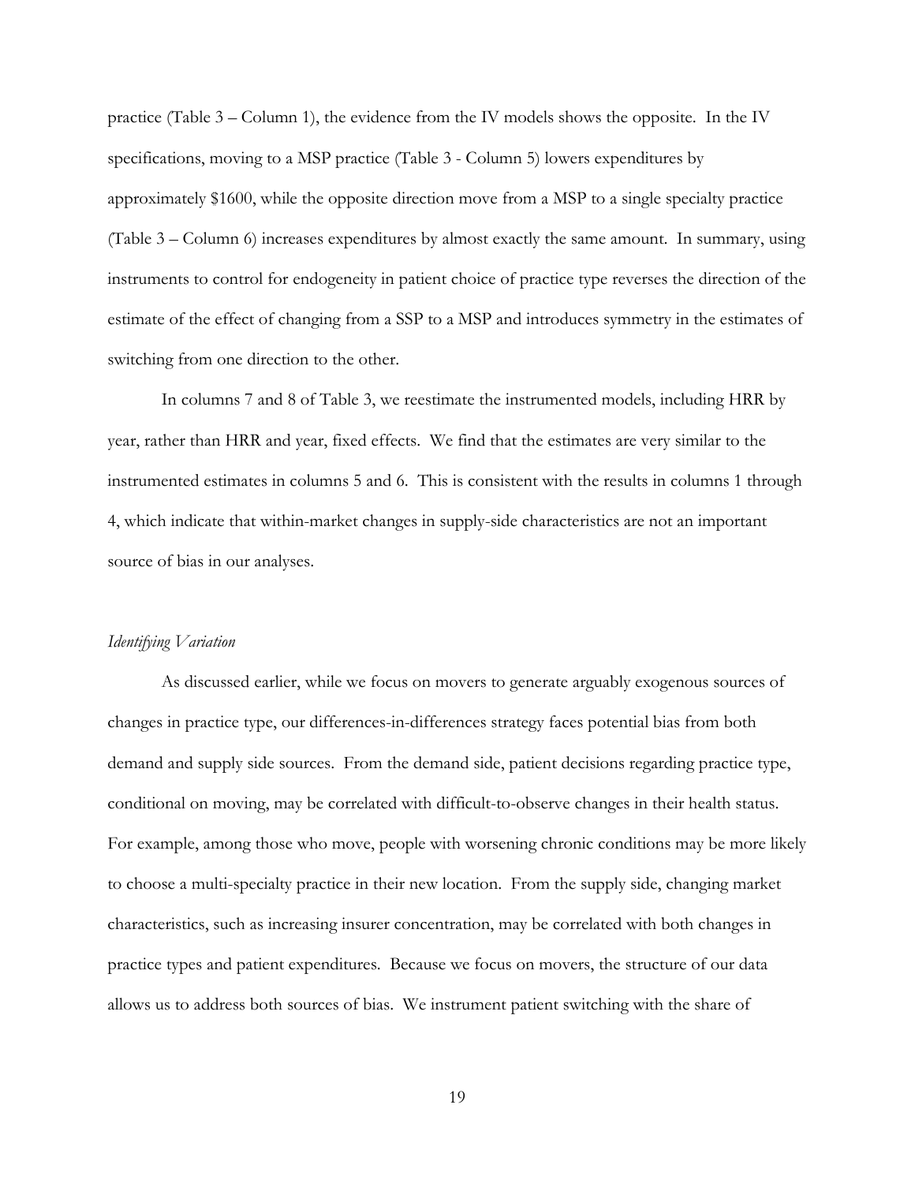practice (Table 3 – Column 1), the evidence from the IV models shows the opposite. In the IV specifications, moving to a MSP practice (Table 3 - Column 5) lowers expenditures by approximately $1600, while the opposite direction move from a MSP to a single specialty practice (Table 3 – Column 6) increases expenditures by almost exactly the same amount. In summary, using instruments to control for endogeneity in patient choice of practice type reverses the direction of the estimate of the effect of changing from a SSP to a MSP and introduces symmetry in the estimates of switching from one direction to the other.

In columns 7 and 8 of Table 3, we reestimate the instrumented models, including HRR by year, rather than HRR and year, fixed effects. We find that the estimates are very similar to the instrumented estimates in columns 5 and 6. This is consistent with the results in columns 1 through 4, which indicate that within-market changes in supply-side characteristics are not an important source of bias in our analyses.

*Identifying Variation*

As discussed earlier, while we focus on movers to generate arguably exogenous sources of changes in practice type, our differences-in-differences strategy faces potential bias from both demand and supply side sources. From the demand side, patient decisions regarding practice type, conditional on moving, may be correlated with difficult-to-observe changes in their health status. For example, among those who move, people with worsening chronic conditions may be more likely to choose a multi-specialty practice in their new location. From the supply side, changing market characteristics, such as increasing insurer concentration, may be correlated with both changes in practice types and patient expenditures. Because we focus on movers, the structure of our data allows us to address both sources of bias. We instrument patient switching with the share of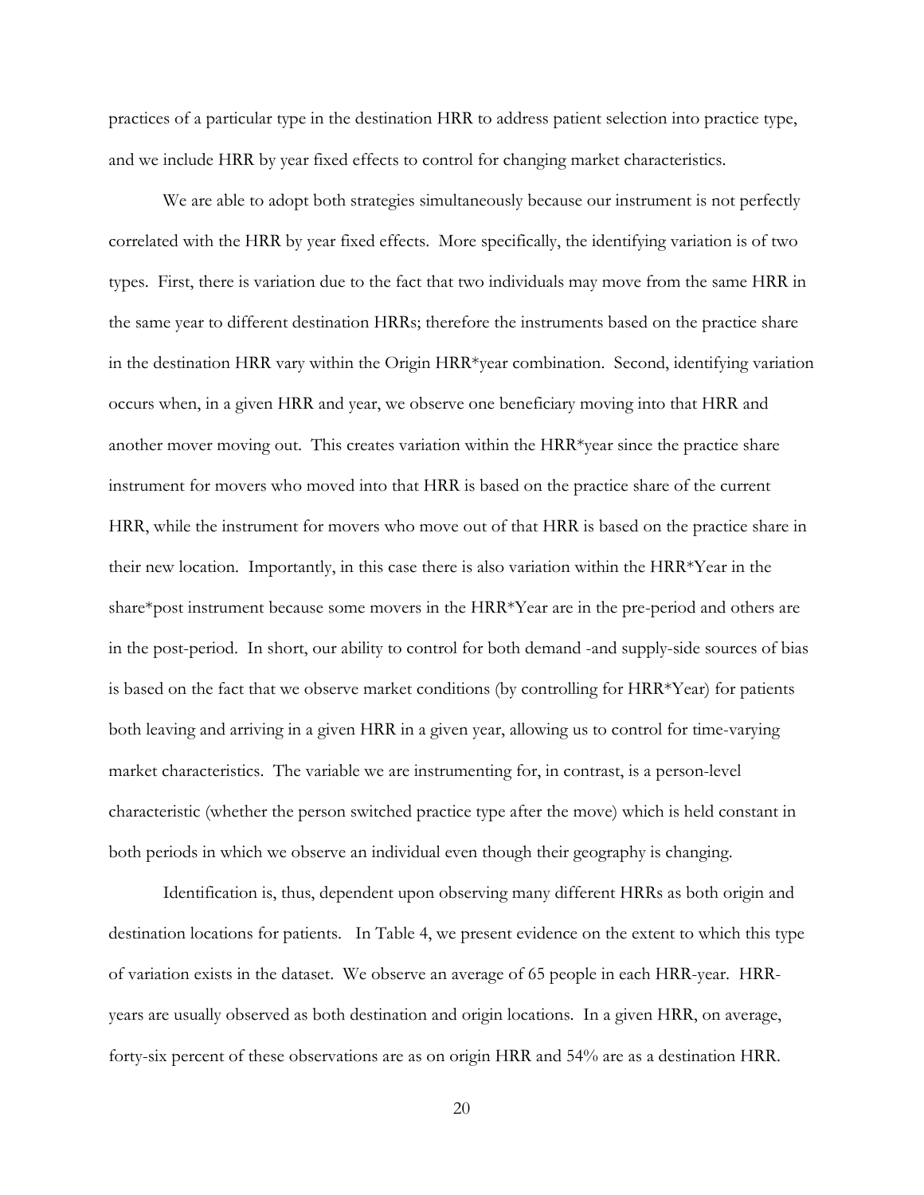practices of a particular type in the destination HRR to address patient selection into practice type, and we include HRR by year fixed effects to control for changing market characteristics.

We are able to adopt both strategies simultaneously because our instrument is not perfectly correlated with the HRR by year fixed effects. More specifically, the identifying variation is of two types. First, there is variation due to the fact that two individuals may move from the same HRR in the same year to different destination HRRs; therefore the instruments based on the practice share in the destination HRR vary within the Origin HRR*year combination. Second, identifying variation occurs when, in a given HRR and year, we observe one beneficiary moving into that HRR and another mover moving out. This creates variation within the HRR*year since the practice share instrument for movers who moved into that HRR is based on the practice share of the current HRR, while the instrument for movers who move out of that HRR is based on the practice share in their new location. Importantly, in this case there is also variation within the HRR*Year in the share*post instrument because some movers in the HRR*Year are in the pre-period and others are in the post-period. In short, our ability to control for both demand -and supply-side sources of bias is based on the fact that we observe market conditions (by controlling for HRR*Year) for patients both leaving and arriving in a given HRR in a given year, allowing us to control for time-varying market characteristics. The variable we are instrumenting for, in contrast, is a person-level characteristic (whether the person switched practice type after the move) which is held constant in both periods in which we observe an individual even though their geography is changing.

Identification is, thus, dependent upon observing many different HRRs as both origin and destination locations for patients. In Table 4, we present evidence on the extent to which this type of variation exists in the dataset. We observe an average of 65 people in each HRR-year. HRR-years are usually observed as both destination and origin locations. In a given HRR, on average, forty-six percent of these observations are as on origin HRR and 54% are as a destination HRR.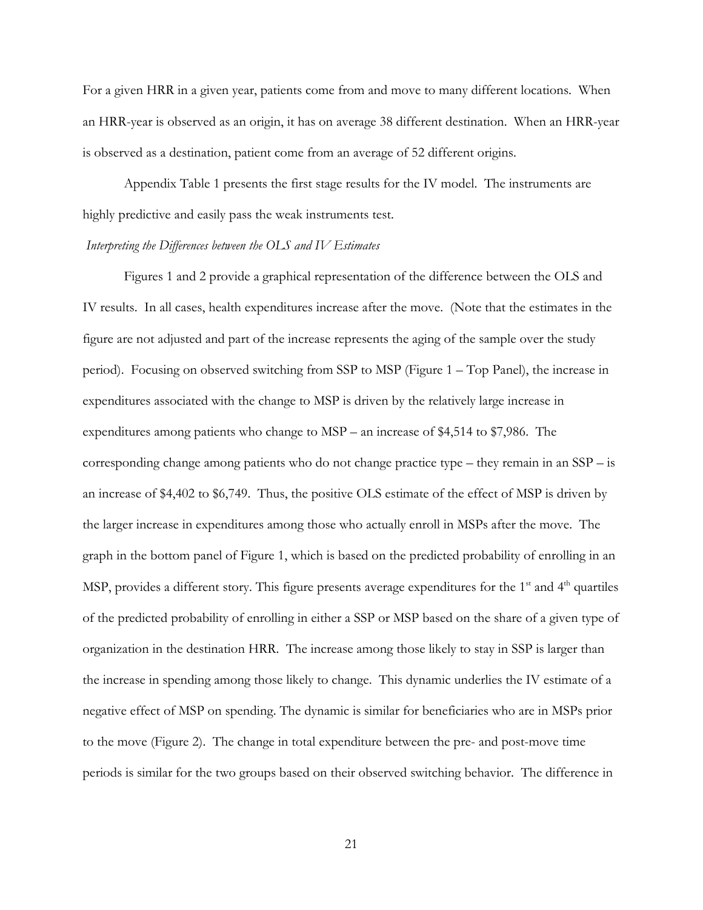For a given HRR in a given year, patients come from and move to many different locations. When an HRR-year is observed as an origin, it has on average 38 different destination. When an HRR-year is observed as a destination, patient come from an average of 52 different origins.

Appendix Table 1 presents the first stage results for the IV model. The instruments are highly predictive and easily pass the weak instruments test.

*Interpreting the Differences between the OLS and IV Estimates*

Figures 1 and 2 provide a graphical representation of the difference between the OLS and IV results. In all cases, health expenditures increase after the move. (Note that the estimates in the figure are not adjusted and part of the increase represents the aging of the sample over the study period). Focusing on observed switching from SSP to MSP (Figure 1 – Top Panel), the increase in expenditures associated with the change to MSP is driven by the relatively large increase in expenditures among patients who change to MSP – an increase of $4,514 to $7,986. The corresponding change among patients who do not change practice type – they remain in an SSP – is an increase of $4,402 to $6,749. Thus, the positive OLS estimate of the effect of MSP is driven by the larger increase in expenditures among those who actually enroll in MSPs after the move. The graph in the bottom panel of Figure 1, which is based on the predicted probability of enrolling in an MSP, provides a different story. This figure presents average expenditures for the 1st and 4th quartiles of the predicted probability of enrolling in either a SSP or MSP based on the share of a given type of organization in the destination HRR. The increase among those likely to stay in SSP is larger than the increase in spending among those likely to change. This dynamic underlies the IV estimate of a negative effect of MSP on spending. The dynamic is similar for beneficiaries who are in MSPs prior to the move (Figure 2). The change in total expenditure between the pre- and post-move time periods is similar for the two groups based on their observed switching behavior. The difference in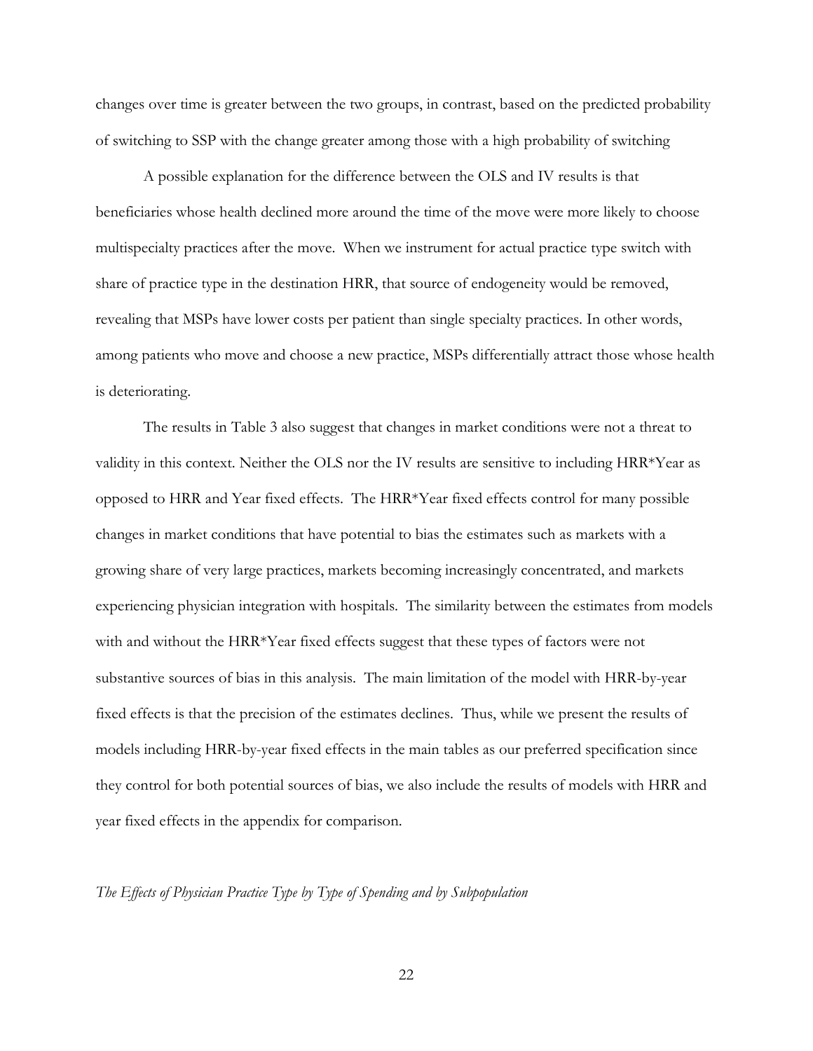changes over time is greater between the two groups, in contrast, based on the predicted probability of switching to SSP with the change greater among those with a high probability of switching

A possible explanation for the difference between the OLS and IV results is that beneficiaries whose health declined more around the time of the move were more likely to choose multispecialty practices after the move. When we instrument for actual practice type switch with share of practice type in the destination HRR, that source of endogeneity would be removed, revealing that MSPs have lower costs per patient than single specialty practices. In other words, among patients who move and choose a new practice, MSPs differentially attract those whose health is deteriorating.

The results in Table 3 also suggest that changes in market conditions were not a threat to validity in this context. Neither the OLS nor the IV results are sensitive to including HRR*Year as opposed to HRR and Year fixed effects. The HRR*Year fixed effects control for many possible changes in market conditions that have potential to bias the estimates such as markets with a growing share of very large practices, markets becoming increasingly concentrated, and markets experiencing physician integration with hospitals. The similarity between the estimates from models with and without the HRR*Year fixed effects suggest that these types of factors were not substantive sources of bias in this analysis. The main limitation of the model with HRR-by-year fixed effects is that the precision of the estimates declines. Thus, while we present the results of models including HRR-by-year fixed effects in the main tables as our preferred specification since they control for both potential sources of bias, we also include the results of models with HRR and year fixed effects in the appendix for comparison.

*The Effects of Physician Practice Type by Type of Spending and by Subpopulation*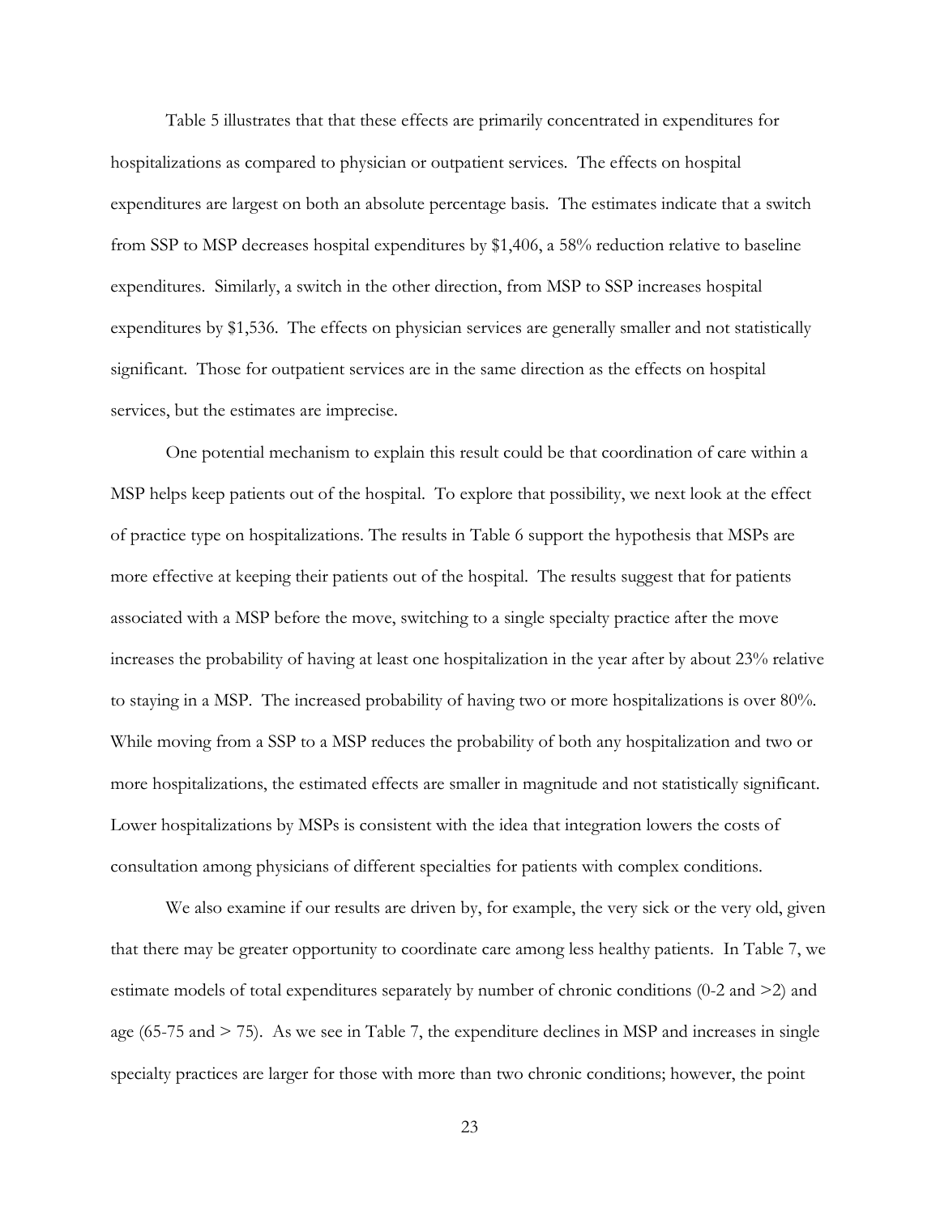Table 5 illustrates that that these effects are primarily concentrated in expenditures for hospitalizations as compared to physician or outpatient services. The effects on hospital expenditures are largest on both an absolute percentage basis. The estimates indicate that a switch from SSP to MSP decreases hospital expenditures by $1,406, a 58% reduction relative to baseline expenditures. Similarly, a switch in the other direction, from MSP to SSP increases hospital expenditures by $1,536. The effects on physician services are generally smaller and not statistically significant. Those for outpatient services are in the same direction as the effects on hospital services, but the estimates are imprecise.

One potential mechanism to explain this result could be that coordination of care within a MSP helps keep patients out of the hospital. To explore that possibility, we next look at the effect of practice type on hospitalizations. The results in Table 6 support the hypothesis that MSPs are more effective at keeping their patients out of the hospital. The results suggest that for patients associated with a MSP before the move, switching to a single specialty practice after the move increases the probability of having at least one hospitalization in the year after by about 23% relative to staying in a MSP. The increased probability of having two or more hospitalizations is over 80%. While moving from a SSP to a MSP reduces the probability of both any hospitalization and two or more hospitalizations, the estimated effects are smaller in magnitude and not statistically significant. Lower hospitalizations by MSPs is consistent with the idea that integration lowers the costs of consultation among physicians of different specialties for patients with complex conditions.

We also examine if our results are driven by, for example, the very sick or the very old, given that there may be greater opportunity to coordinate care among less healthy patients. In Table 7, we estimate models of total expenditures separately by number of chronic conditions (0-2 and >2) and age (65-75 and > 75). As we see in Table 7, the expenditure declines in MSP and increases in single specialty practices are larger for those with more than two chronic conditions; however, the point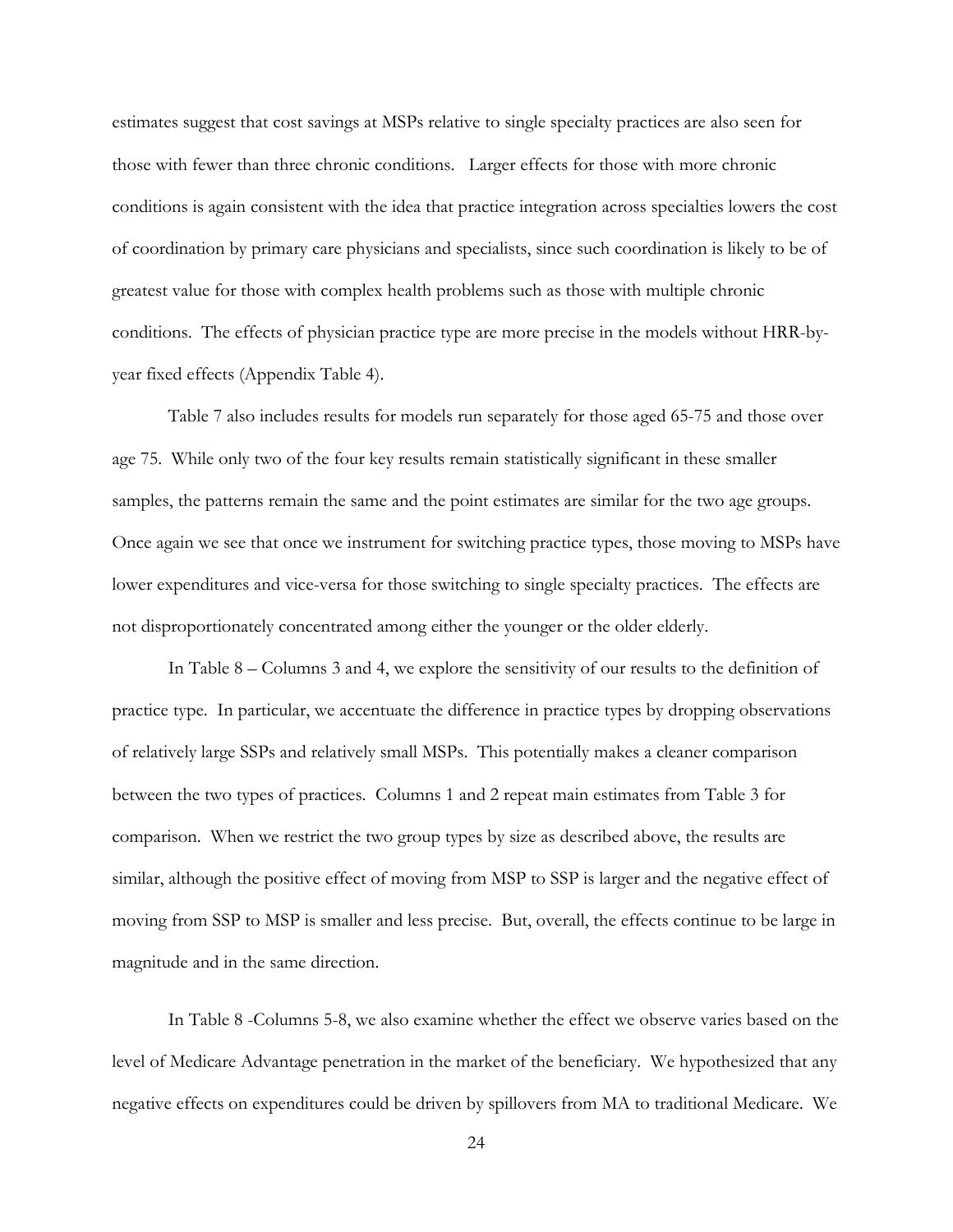estimates suggest that cost savings at MSPs relative to single specialty practices are also seen for those with fewer than three chronic conditions. Larger effects for those with more chronic conditions is again consistent with the idea that practice integration across specialties lowers the cost of coordination by primary care physicians and specialists, since such coordination is likely to be of greatest value for those with complex health problems such as those with multiple chronic conditions. The effects of physician practice type are more precise in the models without HRR-by-year fixed effects (Appendix Table 4).

Table 7 also includes results for models run separately for those aged 65-75 and those over age 75. While only two of the four key results remain statistically significant in these smaller samples, the patterns remain the same and the point estimates are similar for the two age groups. Once again we see that once we instrument for switching practice types, those moving to MSPs have lower expenditures and vice-versa for those switching to single specialty practices. The effects are not disproportionately concentrated among either the younger or the older elderly.

In Table 8 – Columns 3 and 4, we explore the sensitivity of our results to the definition of practice type. In particular, we accentuate the difference in practice types by dropping observations of relatively large SSPs and relatively small MSPs. This potentially makes a cleaner comparison between the two types of practices. Columns 1 and 2 repeat main estimates from Table 3 for comparison. When we restrict the two group types by size as described above, the results are similar, although the positive effect of moving from MSP to SSP is larger and the negative effect of moving from SSP to MSP is smaller and less precise. But, overall, the effects continue to be large in magnitude and in the same direction.

In Table 8 -Columns 5-8, we also examine whether the effect we observe varies based on the level of Medicare Advantage penetration in the market of the beneficiary. We hypothesized that any negative effects on expenditures could be driven by spillovers from MA to traditional Medicare. We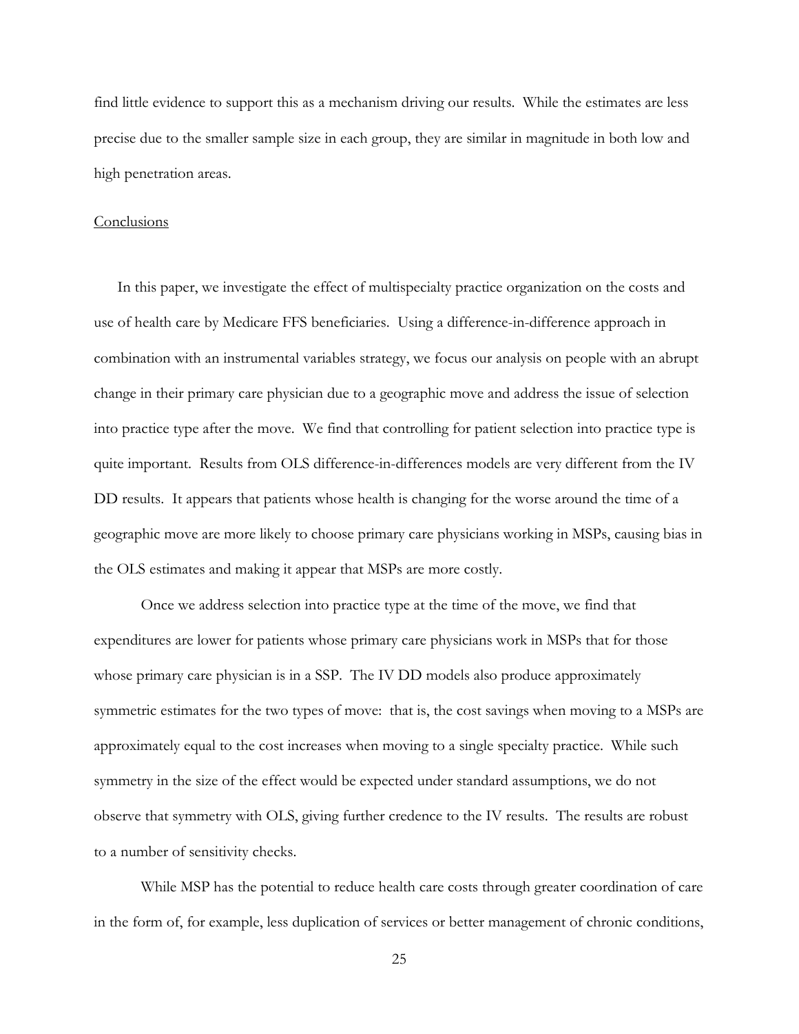find little evidence to support this as a mechanism driving our results. While the estimates are less precise due to the smaller sample size in each group, they are similar in magnitude in both low and high penetration areas.

## Conclusions

In this paper, we investigate the effect of multispecialty practice organization on the costs and use of health care by Medicare FFS beneficiaries. Using a difference-in-difference approach in combination with an instrumental variables strategy, we focus our analysis on people with an abrupt change in their primary care physician due to a geographic move and address the issue of selection into practice type after the move. We find that controlling for patient selection into practice type is quite important. Results from OLS difference-in-differences models are very different from the IV DD results. It appears that patients whose health is changing for the worse around the time of a geographic move are more likely to choose primary care physicians working in MSPs, causing bias in the OLS estimates and making it appear that MSPs are more costly.

Once we address selection into practice type at the time of the move, we find that expenditures are lower for patients whose primary care physicians work in MSPs that for those whose primary care physician is in a SSP. The IV DD models also produce approximately symmetric estimates for the two types of move: that is, the cost savings when moving to a MSPs are approximately equal to the cost increases when moving to a single specialty practice. While such symmetry in the size of the effect would be expected under standard assumptions, we do not observe that symmetry with OLS, giving further credence to the IV results. The results are robust to a number of sensitivity checks.

While MSP has the potential to reduce health care costs through greater coordination of care in the form of, for example, less duplication of services or better management of chronic conditions,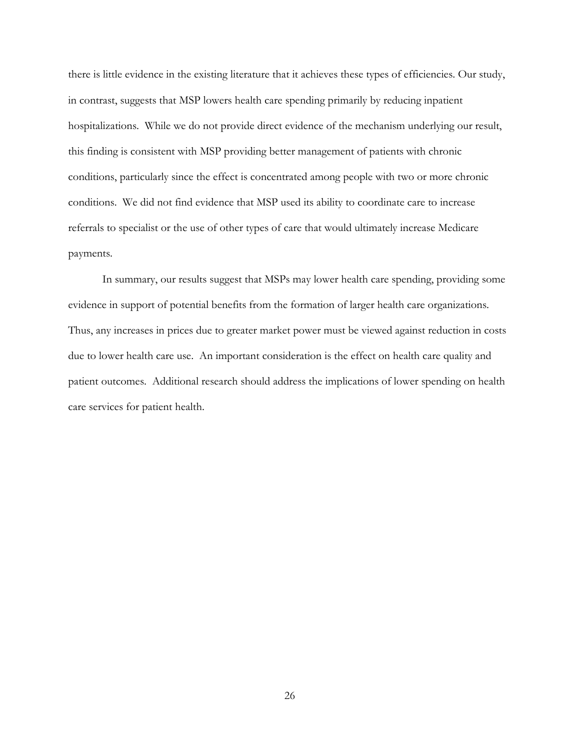there is little evidence in the existing literature that it achieves these types of efficiencies. Our study, in contrast, suggests that MSP lowers health care spending primarily by reducing inpatient hospitalizations. While we do not provide direct evidence of the mechanism underlying our result, this finding is consistent with MSP providing better management of patients with chronic conditions, particularly since the effect is concentrated among people with two or more chronic conditions. We did not find evidence that MSP used its ability to coordinate care to increase referrals to specialist or the use of other types of care that would ultimately increase Medicare payments.

In summary, our results suggest that MSPs may lower health care spending, providing some evidence in support of potential benefits from the formation of larger health care organizations. Thus, any increases in prices due to greater market power must be viewed against reduction in costs due to lower health care use. An important consideration is the effect on health care quality and patient outcomes. Additional research should address the implications of lower spending on health care services for patient health.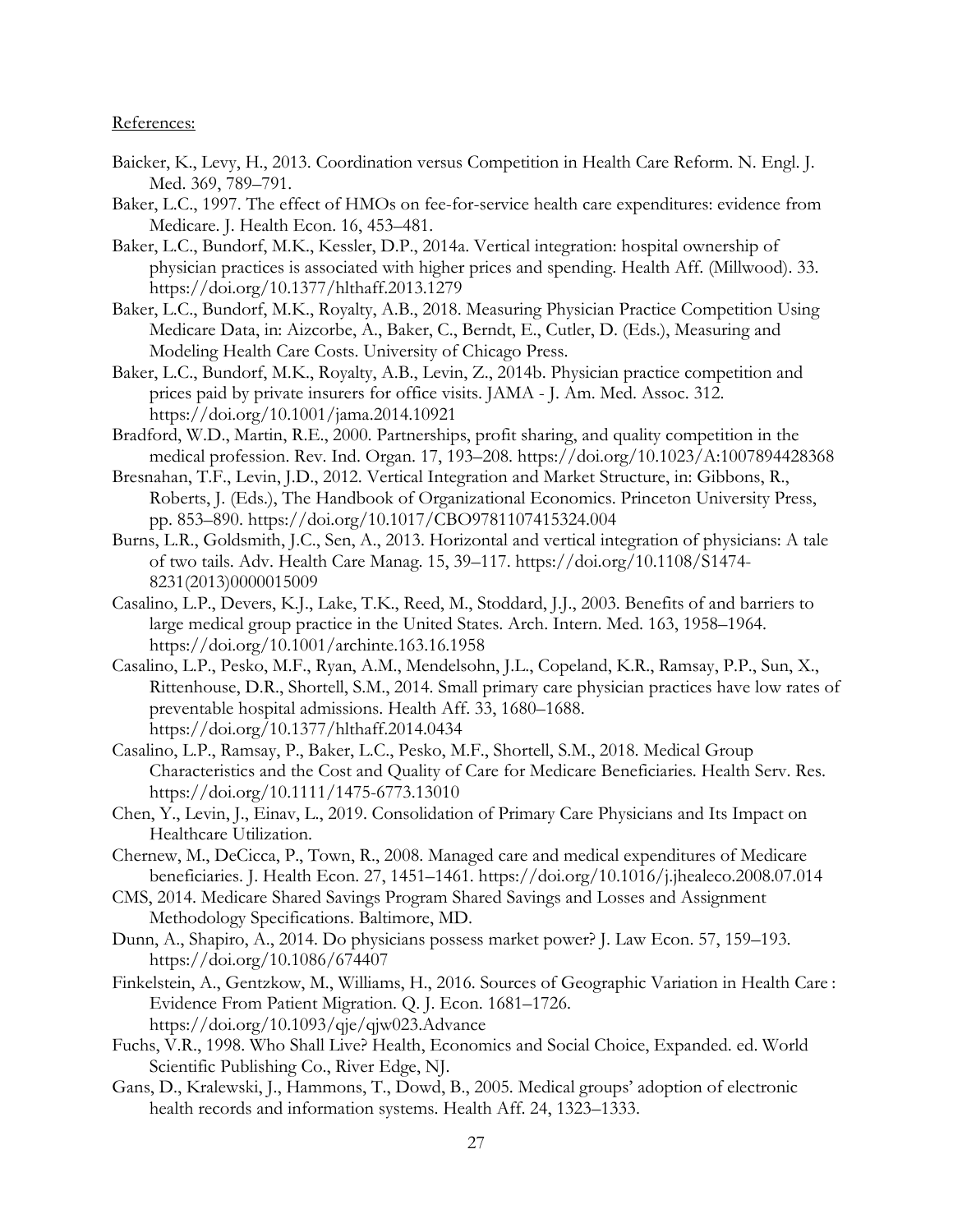References:

Baicker, K., Levy, H., 2013. Coordination versus Competition in Health Care Reform. N. Engl. J. Med. 369, 789–791.

Baker, L.C., 1997. The effect of HMOs on fee-for-service health care expenditures: evidence from Medicare. J. Health Econ. 16, 453–481.

Baker, L.C., Bundorf, M.K., Kessler, D.P., 2014a. Vertical integration: hospital ownership of physician practices is associated with higher prices and spending. Health Aff. (Millwood). 33. https://doi.org/10.1377/hlthaff.2013.1279

Baker, L.C., Bundorf, M.K., Royalty, A.B., 2018. Measuring Physician Practice Competition Using Medicare Data, in: Aizcorbe, A., Baker, C., Berndt, E., Cutler, D. (Eds.), Measuring and Modeling Health Care Costs. University of Chicago Press.

Baker, L.C., Bundorf, M.K., Royalty, A.B., Levin, Z., 2014b. Physician practice competition and prices paid by private insurers for office visits. JAMA - J. Am. Med. Assoc. 312. https://doi.org/10.1001/jama.2014.10921

Bradford, W.D., Martin, R.E., 2000. Partnerships, profit sharing, and quality competition in the medical profession. Rev. Ind. Organ. 17, 193–208. https://doi.org/10.1023/A:1007894428368

Bresnahan, T.F., Levin, J.D., 2012. Vertical Integration and Market Structure, in: Gibbons, R., Roberts, J. (Eds.), The Handbook of Organizational Economics. Princeton University Press, pp. 853–890. https://doi.org/10.1017/CBO9781107415324.004

Burns, L.R., Goldsmith, J.C., Sen, A., 2013. Horizontal and vertical integration of physicians: A tale of two tails. Adv. Health Care Manag. 15, 39–117. https://doi.org/10.1108/S1474-8231(2013)0000015009

Casalino, L.P., Devers, K.J., Lake, T.K., Reed, M., Stoddard, J.J., 2003. Benefits of and barriers to large medical group practice in the United States. Arch. Intern. Med. 163, 1958–1964. https://doi.org/10.1001/archinte.163.16.1958

Casalino, L.P., Pesko, M.F., Ryan, A.M., Mendelsohn, J.L., Copeland, K.R., Ramsay, P.P., Sun, X., Rittenhouse, D.R., Shortell, S.M., 2014. Small primary care physician practices have low rates of preventable hospital admissions. Health Aff. 33, 1680–1688. https://doi.org/10.1377/hlthaff.2014.0434

Casalino, L.P., Ramsay, P., Baker, L.C., Pesko, M.F., Shortell, S.M., 2018. Medical Group Characteristics and the Cost and Quality of Care for Medicare Beneficiaries. Health Serv. Res. https://doi.org/10.1111/1475-6773.13010

Chen, Y., Levin, J., Einav, L., 2019. Consolidation of Primary Care Physicians and Its Impact on Healthcare Utilization.

Chernew, M., DeCicca, P., Town, R., 2008. Managed care and medical expenditures of Medicare beneficiaries. J. Health Econ. 27, 1451–1461. https://doi.org/10.1016/j.jhealeco.2008.07.014

CMS, 2014. Medicare Shared Savings Program Shared Savings and Losses and Assignment Methodology Specifications. Baltimore, MD.

Dunn, A., Shapiro, A., 2014. Do physicians possess market power? J. Law Econ. 57, 159–193. https://doi.org/10.1086/674407

Finkelstein, A., Gentzkow, M., Williams, H., 2016. Sources of Geographic Variation in Health Care : Evidence From Patient Migration. Q. J. Econ. 1681–1726. https://doi.org/10.1093/qje/qjw023.Advance

Fuchs, V.R., 1998. Who Shall Live? Health, Economics and Social Choice, Expanded. ed. World Scientific Publishing Co., River Edge, NJ.

Gans, D., Kralewski, J., Hammons, T., Dowd, B., 2005. Medical groups' adoption of electronic health records and information systems. Health Aff. 24, 1323–1333.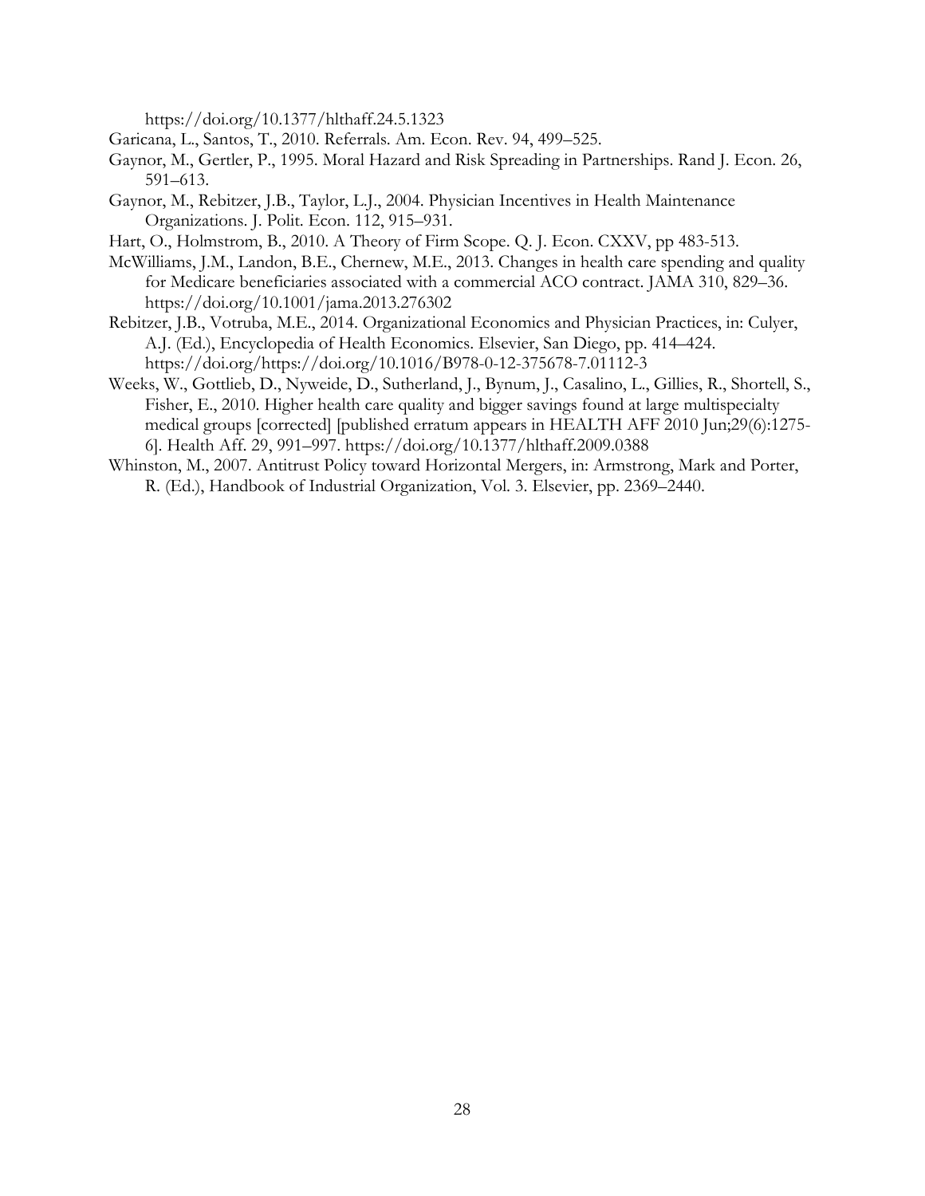https://doi.org/10.1377/hlthaff.24.5.1323

Garicana, L., Santos, T., 2010. Referrals. Am. Econ. Rev. 94, 499–525.

Gaynor, M., Gertler, P., 1995. Moral Hazard and Risk Spreading in Partnerships. Rand J. Econ. 26, 591–613.

Gaynor, M., Rebitzer, J.B., Taylor, L.J., 2004. Physician Incentives in Health Maintenance Organizations. J. Polit. Econ. 112, 915–931.

Hart, O., Holmstrom, B., 2010. A Theory of Firm Scope. Q. J. Econ. CXXV, pp 483-513.

McWilliams, J.M., Landon, B.E., Chernew, M.E., 2013. Changes in health care spending and quality for Medicare beneficiaries associated with a commercial ACO contract. JAMA 310, 829–36. https://doi.org/10.1001/jama.2013.276302

Rebitzer, J.B., Votruba, M.E., 2014. Organizational Economics and Physician Practices, in: Culyer, A.J. (Ed.), Encyclopedia of Health Economics. Elsevier, San Diego, pp. 414–424. https://doi.org/https://doi.org/10.1016/B978-0-12-375678-7.01112-3

Weeks, W., Gottlieb, D., Nyweide, D., Sutherland, J., Bynum, J., Casalino, L., Gillies, R., Shortell, S., Fisher, E., 2010. Higher health care quality and bigger savings found at large multispecialty medical groups [corrected] [published erratum appears in HEALTH AFF 2010 Jun;29(6):1275-6]. Health Aff. 29, 991–997. https://doi.org/10.1377/hlthaff.2009.0388

Whinston, M., 2007. Antitrust Policy toward Horizontal Mergers, in: Armstrong, Mark and Porter, R. (Ed.), Handbook of Industrial Organization, Vol. 3. Elsevier, pp. 2369–2440.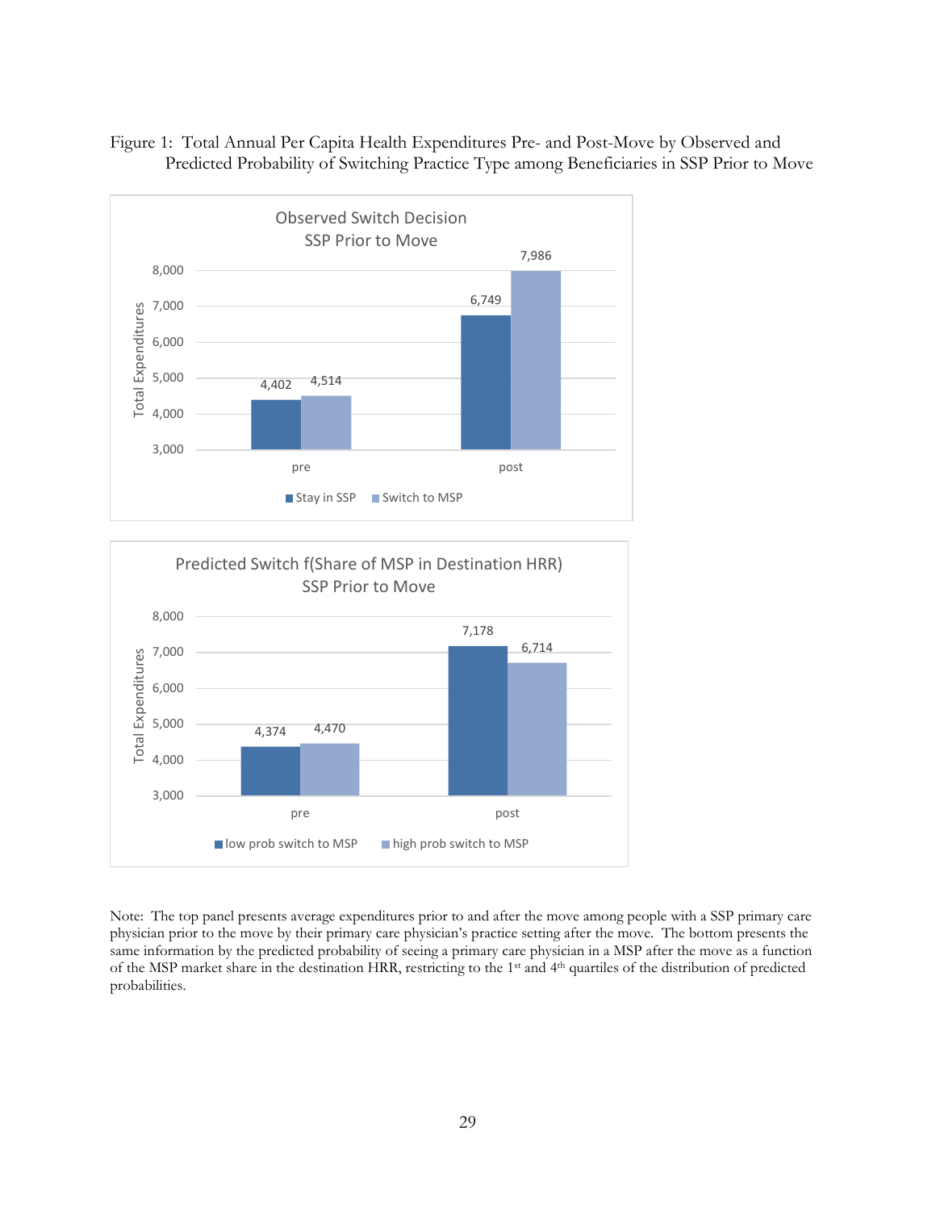Figure 1: Total Annual Per Capita Health Expenditures Pre- and Post-Move by Observed and Predicted Probability of Switching Practice Type among Beneficiaries in SSP Prior to Move

**Observed Switch Decision SSP Prior to Move**

| | Stay in SSP | Switch to MSP |
|---|---|---|
| pre | 4,402 | 4,514 |
| post | 6,749 | 7,986 |

**Predicted Switch f(Share of MSP in Destination HRR) SSP Prior to Move**

| | low prob switch to MSP | high prob switch to MSP |
|---|---|---|
| pre | 4,374 | 4,470 |
| post | 7,178 | 6,714 |

Note: The top panel presents average expenditures prior to and after the move among people with a SSP primary care physician prior to the move by their primary care physician's practice setting after the move. The bottom presents the same information by the predicted probability of seeing a primary care physician in a MSP after the move as a function of the MSP market share in the destination HRR, restricting to the 1st and 4th quartiles of the distribution of predicted probabilities.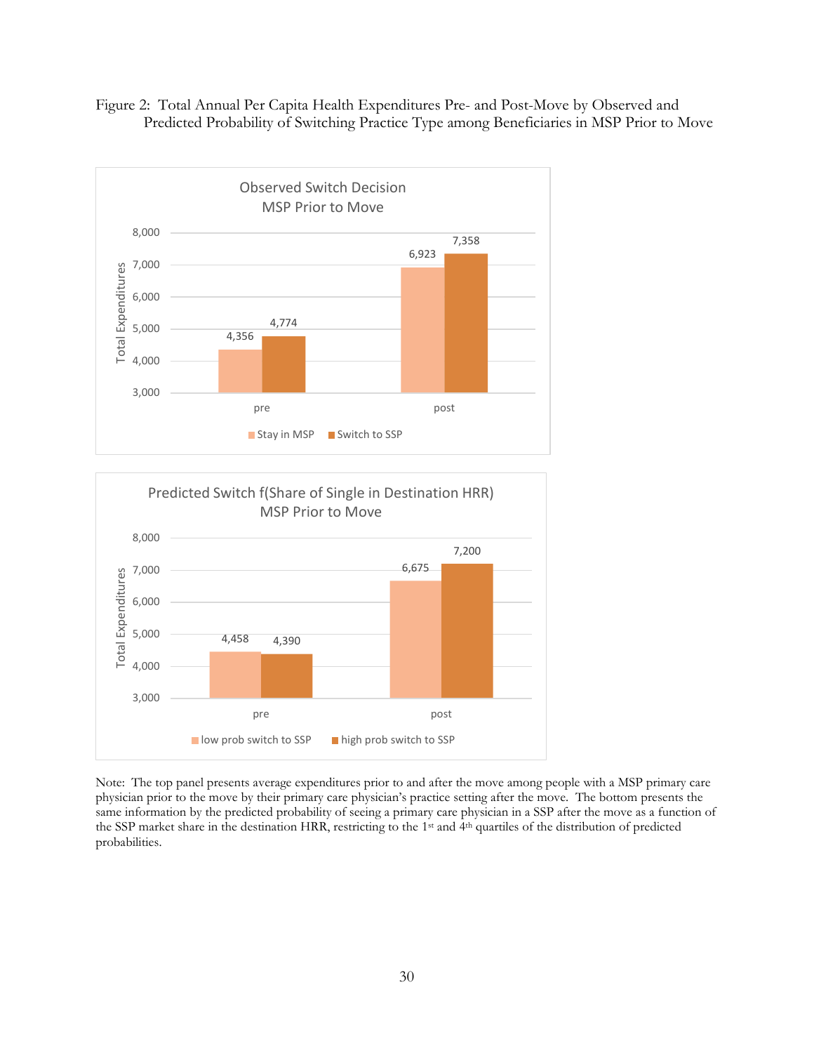Figure 2: Total Annual Per Capita Health Expenditures Pre- and Post-Move by Observed and Predicted Probability of Switching Practice Type among Beneficiaries in MSP Prior to Move

**Observed Switch Decision — MSP Prior to Move**

| | Stay in MSP | Switch to SSP |
|---|---|---|
| pre | 4,356 | 4,774 |
| post | 6,923 | 7,358 |

**Predicted Switch f(Share of Single in Destination HRR) — MSP Prior to Move**

| | low prob switch to SSP | high prob switch to SSP |
|---|---|---|
| pre | 4,458 | 4,390 |
| post | 6,675 | 7,200 |

Note: The top panel presents average expenditures prior to and after the move among people with a MSP primary care physician prior to the move by their primary care physician's practice setting after the move. The bottom presents the same information by the predicted probability of seeing a primary care physician in a SSP after the move as a function of the SSP market share in the destination HRR, restricting to the 1st and 4th quartiles of the distribution of predicted probabilities.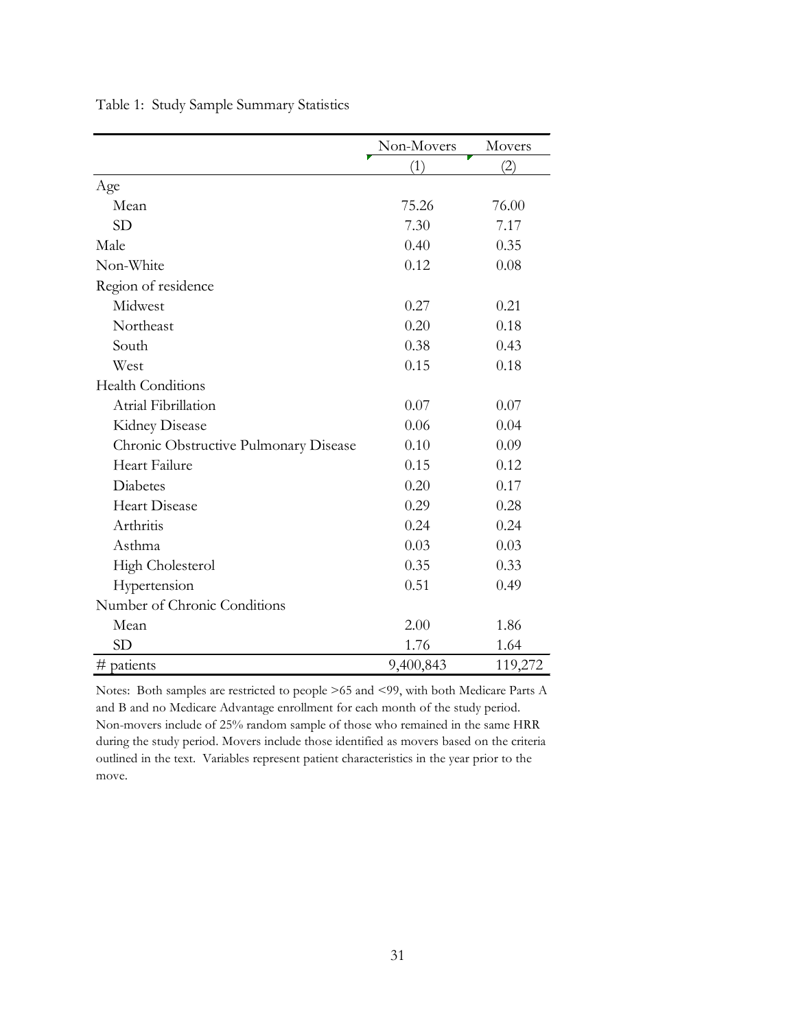Table 1: Study Sample Summary Statistics

| | Non-Movers | Movers |
|---|---|---|
| | (1) | (2) |
| Age | | |
| Mean | 75.26 | 76.00 |
| SD | 7.30 | 7.17 |
| Male | 0.40 | 0.35 |
| Non-White | 0.12 | 0.08 |
| Region of residence | | |
| Midwest | 0.27 | 0.21 |
| Northeast | 0.20 | 0.18 |
| South | 0.38 | 0.43 |
| West | 0.15 | 0.18 |
| Health Conditions | | |
| Atrial Fibrillation | 0.07 | 0.07 |
| Kidney Disease | 0.06 | 0.04 |
| Chronic Obstructive Pulmonary Disease | 0.10 | 0.09 |
| Heart Failure | 0.15 | 0.12 |
| Diabetes | 0.20 | 0.17 |
| Heart Disease | 0.29 | 0.28 |
| Arthritis | 0.24 | 0.24 |
| Asthma | 0.03 | 0.03 |
| High Cholesterol | 0.35 | 0.33 |
| Hypertension | 0.51 | 0.49 |
| Number of Chronic Conditions | | |
| Mean | 2.00 | 1.86 |
| SD | 1.76 | 1.64 |
| # patients | 9,400,843 | 119,272 |

Notes: Both samples are restricted to people >65 and <99, with both Medicare Parts A and B and no Medicare Advantage enrollment for each month of the study period. Non-movers include of 25% random sample of those who remained in the same HRR during the study period. Movers include those identified as movers based on the criteria outlined in the text. Variables represent patient characteristics in the year prior to the move.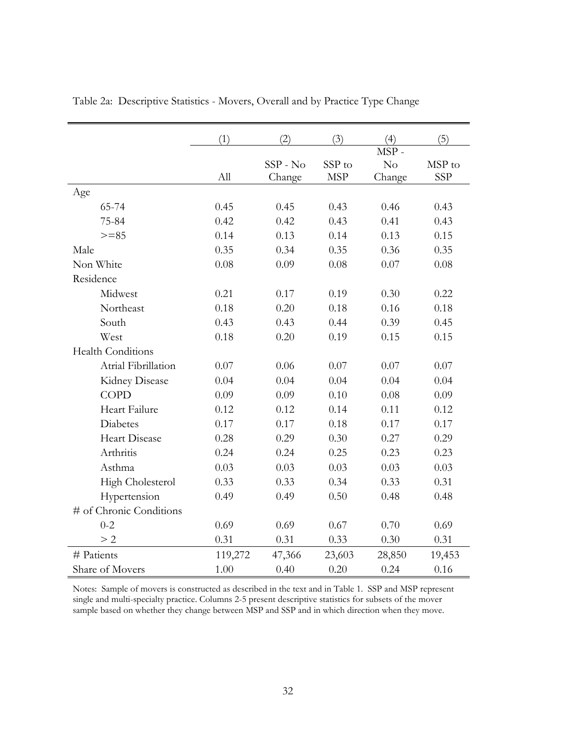Table 2a: Descriptive Statistics - Movers, Overall and by Practice Type Change

| | (1) | (2) | (3) | (4) | (5) |
|---|---|---|---|---|---|
| | All | SSP - No Change | SSP to MSP | MSP - No Change | MSP to SSP |
| Age | | | | | |
| 65-74 | 0.45 | 0.45 | 0.43 | 0.46 | 0.43 |
| 75-84 | 0.42 | 0.42 | 0.43 | 0.41 | 0.43 |
| >=85 | 0.14 | 0.13 | 0.14 | 0.13 | 0.15 |
| Male | 0.35 | 0.34 | 0.35 | 0.36 | 0.35 |
| Non White | 0.08 | 0.09 | 0.08 | 0.07 | 0.08 |
| Residence | | | | | |
| Midwest | 0.21 | 0.17 | 0.19 | 0.30 | 0.22 |
| Northeast | 0.18 | 0.20 | 0.18 | 0.16 | 0.18 |
| South | 0.43 | 0.43 | 0.44 | 0.39 | 0.45 |
| West | 0.18 | 0.20 | 0.19 | 0.15 | 0.15 |
| Health Conditions | | | | | |
| Atrial Fibrillation | 0.07 | 0.06 | 0.07 | 0.07 | 0.07 |
| Kidney Disease | 0.04 | 0.04 | 0.04 | 0.04 | 0.04 |
| COPD | 0.09 | 0.09 | 0.10 | 0.08 | 0.09 |
| Heart Failure | 0.12 | 0.12 | 0.14 | 0.11 | 0.12 |
| Diabetes | 0.17 | 0.17 | 0.18 | 0.17 | 0.17 |
| Heart Disease | 0.28 | 0.29 | 0.30 | 0.27 | 0.29 |
| Arthritis | 0.24 | 0.24 | 0.25 | 0.23 | 0.23 |
| Asthma | 0.03 | 0.03 | 0.03 | 0.03 | 0.03 |
| High Cholesterol | 0.33 | 0.33 | 0.34 | 0.33 | 0.31 |
| Hypertension | 0.49 | 0.49 | 0.50 | 0.48 | 0.48 |
| # of Chronic Conditions | | | | | |
| 0-2 | 0.69 | 0.69 | 0.67 | 0.70 | 0.69 |
| > 2 | 0.31 | 0.31 | 0.33 | 0.30 | 0.31 |
| # Patients | 119,272 | 47,366 | 23,603 | 28,850 | 19,453 |
| Share of Movers | 1.00 | 0.40 | 0.20 | 0.24 | 0.16 |

Notes: Sample of movers is constructed as described in the text and in Table 1. SSP and MSP represent single and multi-specialty practice. Columns 2-5 present descriptive statistics for subsets of the mover sample based on whether they change between MSP and SSP and in which direction when they move.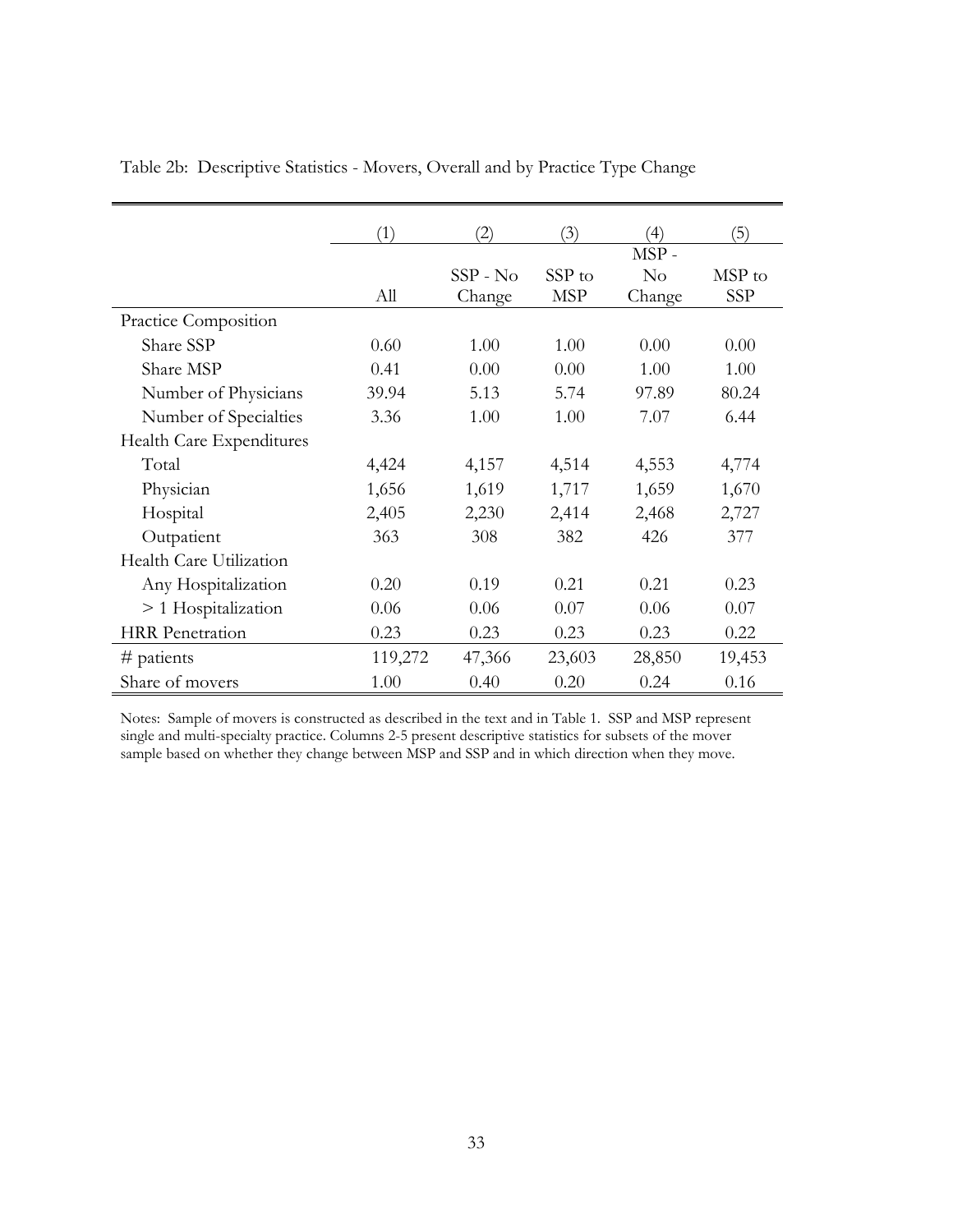Table 2b: Descriptive Statistics - Movers, Overall and by Practice Type Change

| | (1) | (2) | (3) | (4) | (5) |
|---|---|---|---|---|---|
| | All | SSP - No Change | SSP to MSP | MSP - No Change | MSP to SSP |
| Practice Composition | | | | | |
| Share SSP | 0.60 | 1.00 | 1.00 | 0.00 | 0.00 |
| Share MSP | 0.41 | 0.00 | 0.00 | 1.00 | 1.00 |
| Number of Physicians | 39.94 | 5.13 | 5.74 | 97.89 | 80.24 |
| Number of Specialties | 3.36 | 1.00 | 1.00 | 7.07 | 6.44 |
| Health Care Expenditures | | | | | |
| Total | 4,424 | 4,157 | 4,514 | 4,553 | 4,774 |
| Physician | 1,656 | 1,619 | 1,717 | 1,659 | 1,670 |
| Hospital | 2,405 | 2,230 | 2,414 | 2,468 | 2,727 |
| Outpatient | 363 | 308 | 382 | 426 | 377 |
| Health Care Utilization | | | | | |
| Any Hospitalization | 0.20 | 0.19 | 0.21 | 0.21 | 0.23 |
| > 1 Hospitalization | 0.06 | 0.06 | 0.07 | 0.06 | 0.07 |
| HRR Penetration | 0.23 | 0.23 | 0.23 | 0.23 | 0.22 |
| # patients | 119,272 | 47,366 | 23,603 | 28,850 | 19,453 |
| Share of movers | 1.00 | 0.40 | 0.20 | 0.24 | 0.16 |

Notes: Sample of movers is constructed as described in the text and in Table 1. SSP and MSP represent single and multi-specialty practice. Columns 2-5 present descriptive statistics for subsets of the mover sample based on whether they change between MSP and SSP and in which direction when they move.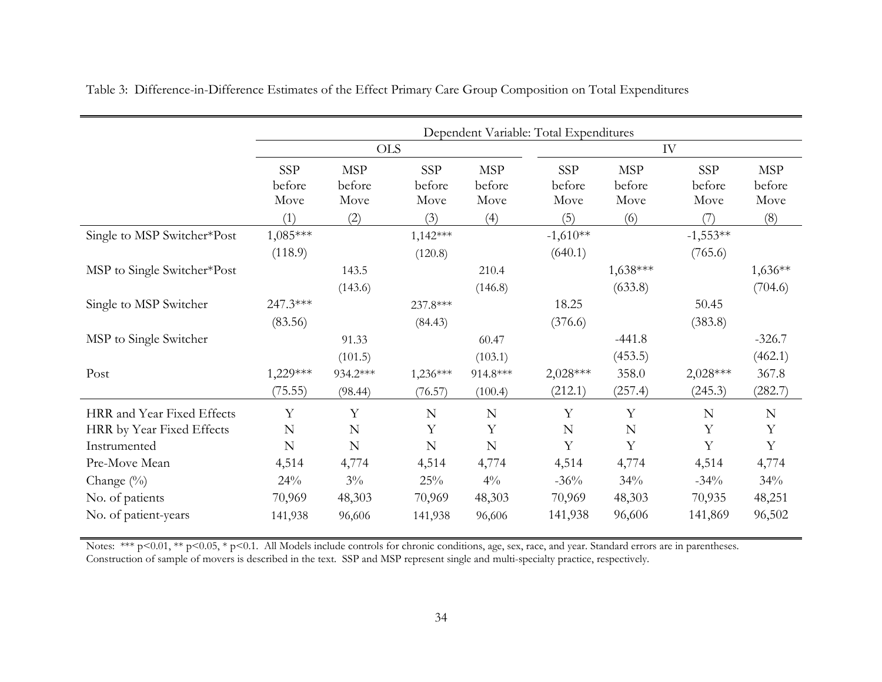Table 3: Difference-in-Difference Estimates of the Effect Primary Care Group Composition on Total Expenditures

| | Dependent Variable: Total Expenditures | | | | | | | |
|---|---|---|---|---|---|---|---|---|
| | OLS | | | | IV | | | |
| | SSP before Move | MSP before Move | SSP before Move | MSP before Move | SSP before Move | MSP before Move | SSP before Move | MSP before Move |
| | (1) | (2) | (3) | (4) | (5) | (6) | (7) | (8) |
| Single to MSP Switcher*Post | 1,085*** | | 1,142*** | | -1,610** | | -1,553** | |
| | (118.9) | | (120.8) | | (640.1) | | (765.6) | |
| MSP to Single Switcher*Post | | 143.5 | | 210.4 | | 1,638*** | | 1,636** |
| | | (143.6) | | (146.8) | | (633.8) | | (704.6) |
| Single to MSP Switcher | 247.3*** | | 237.8*** | | 18.25 | | 50.45 | |
| | (83.56) | | (84.43) | | (376.6) | | (383.8) | |
| MSP to Single Switcher | | 91.33 | | 60.47 | | -441.8 | | -326.7 |
| | | (101.5) | | (103.1) | | (453.5) | | (462.1) |
| Post | 1,229*** | 934.2*** | 1,236*** | 914.8*** | 2,028*** | 358.0 | 2,028*** | 367.8 |
| | (75.55) | (98.44) | (76.57) | (100.4) | (212.1) | (257.4) | (245.3) | (282.7) |
| HRR and Year Fixed Effects | Y | Y | N | N | Y | Y | N | N |
| HRR by Year Fixed Effects | N | N | Y | Y | N | N | Y | Y |
| Instrumented | N | N | N | N | Y | Y | Y | Y |
| Pre-Move Mean | 4,514 | 4,774 | 4,514 | 4,774 | 4,514 | 4,774 | 4,514 | 4,774 |
| Change (%) | 24% | 3% | 25% | 4% | -36% | 34% | -34% | 34% |
| No. of patients | 70,969 | 48,303 | 70,969 | 48,303 | 70,969 | 48,303 | 70,935 | 48,251 |
| No. of patient-years | 141,938 | 96,606 | 141,938 | 96,606 | 141,938 | 96,606 | 141,869 | 96,502 |

Notes: *** p<0.01, ** p<0.05, * p<0.1. All Models include controls for chronic conditions, age, sex, race, and year. Standard errors are in parentheses. Construction of sample of movers is described in the text. SSP and MSP represent single and multi-specialty practice, respectively.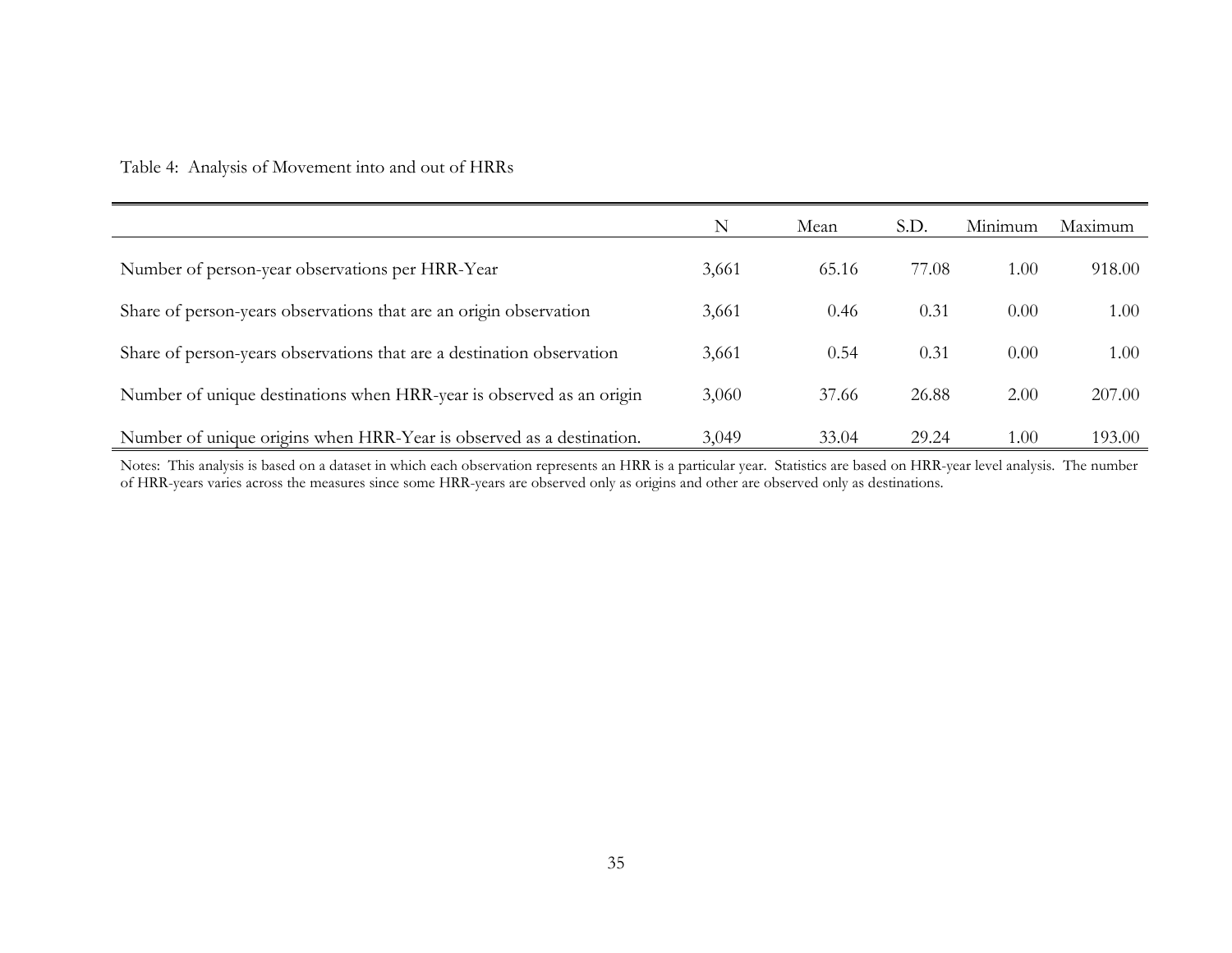Table 4: Analysis of Movement into and out of HRRs

| | N | Mean | S.D. | Minimum | Maximum |
|---|---|---|---|---|---|
| Number of person-year observations per HRR-Year | 3,661 | 65.16 | 77.08 | 1.00 | 918.00 |
| Share of person-years observations that are an origin observation | 3,661 | 0.46 | 0.31 | 0.00 | 1.00 |
| Share of person-years observations that are a destination observation | 3,661 | 0.54 | 0.31 | 0.00 | 1.00 |
| Number of unique destinations when HRR-year is observed as an origin | 3,060 | 37.66 | 26.88 | 2.00 | 207.00 |
| Number of unique origins when HRR-Year is observed as a destination. | 3,049 | 33.04 | 29.24 | 1.00 | 193.00 |

Notes: This analysis is based on a dataset in which each observation represents an HRR is a particular year. Statistics are based on HRR-year level analysis. The number of HRR-years varies across the measures since some HRR-years are observed only as origins and other are observed only as destinations.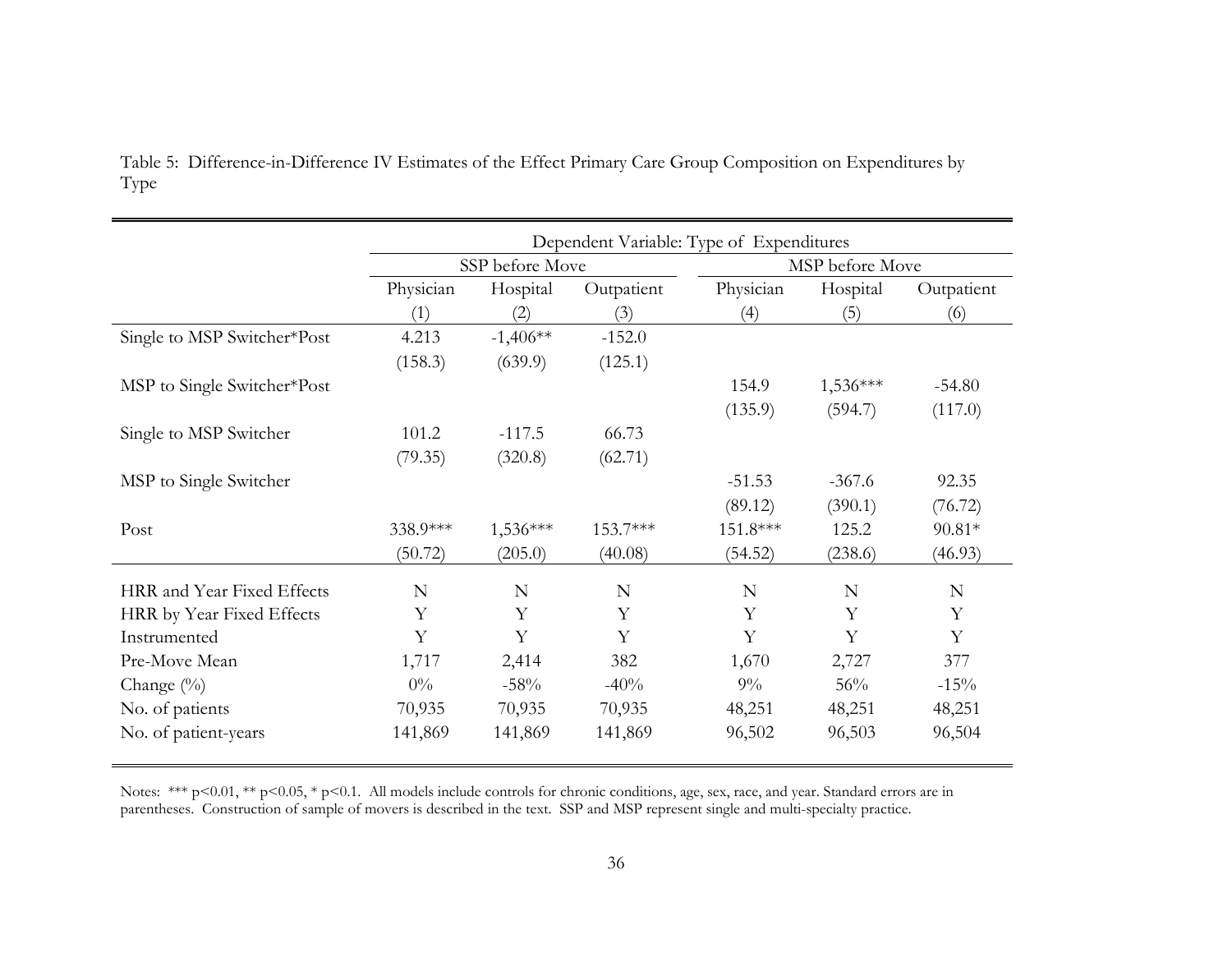Table 5: Difference-in-Difference IV Estimates of the Effect Primary Care Group Composition on Expenditures by Type

| | Dependent Variable: Type of Expenditures | | | | | |
|---|---|---|---|---|---|---|
| | SSP before Move | | | MSP before Move | | |
| | Physician | Hospital | Outpatient | Physician | Hospital | Outpatient |
| | (1) | (2) | (3) | (4) | (5) | (6) |
| Single to MSP Switcher*Post | 4.213 | -1,406** | -152.0 | | | |
| | (158.3) | (639.9) | (125.1) | | | |
| MSP to Single Switcher*Post | | | | 154.9 | 1,536*** | -54.80 |
| | | | | (135.9) | (594.7) | (117.0) |
| Single to MSP Switcher | 101.2 | -117.5 | 66.73 | | | |
| | (79.35) | (320.8) | (62.71) | | | |
| MSP to Single Switcher | | | | -51.53 | -367.6 | 92.35 |
| | | | | (89.12) | (390.1) | (76.72) |
| Post | 338.9*** | 1,536*** | 153.7*** | 151.8*** | 125.2 | 90.81* |
| | (50.72) | (205.0) | (40.08) | (54.52) | (238.6) | (46.93) |
| HRR and Year Fixed Effects | N | N | N | N | N | N |
| HRR by Year Fixed Effects | Y | Y | Y | Y | Y | Y |
| Instrumented | Y | Y | Y | Y | Y | Y |
| Pre-Move Mean | 1,717 | 2,414 | 382 | 1,670 | 2,727 | 377 |
| Change (%) | 0% | -58% | -40% | 9% | 56% | -15% |
| No. of patients | 70,935 | 70,935 | 70,935 | 48,251 | 48,251 | 48,251 |
| No. of patient-years | 141,869 | 141,869 | 141,869 | 96,502 | 96,503 | 96,504 |

Notes: *** p<0.01, ** p<0.05, * p<0.1. All models include controls for chronic conditions, age, sex, race, and year. Standard errors are in parentheses. Construction of sample of movers is described in the text. SSP and MSP represent single and multi-specialty practice.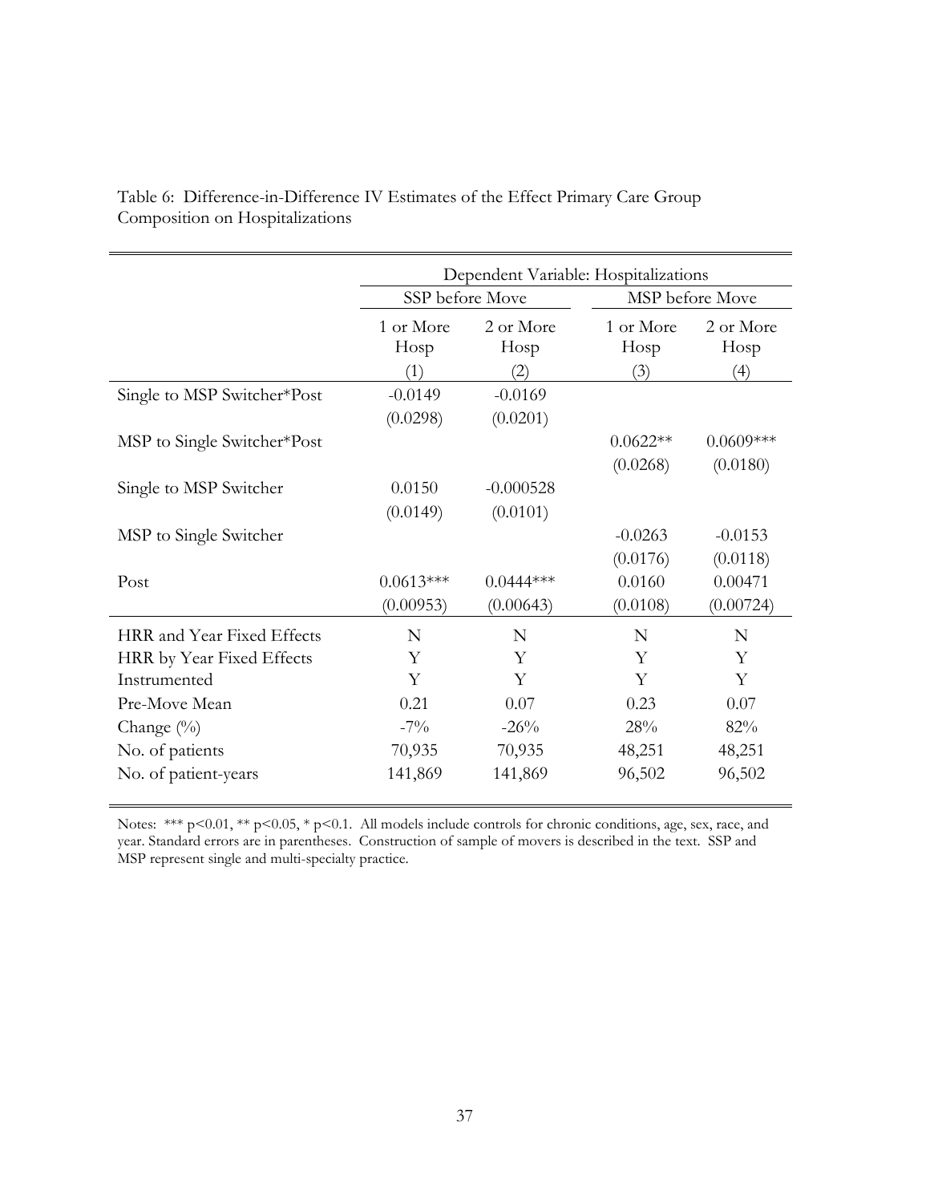Table 6: Difference-in-Difference IV Estimates of the Effect Primary Care Group Composition on Hospitalizations

| | Dependent Variable: Hospitalizations | | | |
|---|---|---|---|---|
| | SSP before Move | | MSP before Move | |
| | 1 or More Hosp | 2 or More Hosp | 1 or More Hosp | 2 or More Hosp |
| | (1) | (2) | (3) | (4) |
| Single to MSP Switcher*Post | -0.0149 | -0.0169 | | |
| | (0.0298) | (0.0201) | | |
| MSP to Single Switcher*Post | | | 0.0622** | 0.0609*** |
| | | | (0.0268) | (0.0180) |
| Single to MSP Switcher | 0.0150 | -0.000528 | | |
| | (0.0149) | (0.0101) | | |
| MSP to Single Switcher | | | -0.0263 | -0.0153 |
| | | | (0.0176) | (0.0118) |
| Post | 0.0613*** | 0.0444*** | 0.0160 | 0.00471 |
| | (0.00953) | (0.00643) | (0.0108) | (0.00724) |
| HRR and Year Fixed Effects | N | N | N | N |
| HRR by Year Fixed Effects | Y | Y | Y | Y |
| Instrumented | Y | Y | Y | Y |
| Pre-Move Mean | 0.21 | 0.07 | 0.23 | 0.07 |
| Change (%) | -7% | -26% | 28% | 82% |
| No. of patients | 70,935 | 70,935 | 48,251 | 48,251 |
| No. of patient-years | 141,869 | 141,869 | 96,502 | 96,502 |

Notes: *** $p<0.01$, ** $p<0.05$, * $p<0.1$. All models include controls for chronic conditions, age, sex, race, and year. Standard errors are in parentheses. Construction of sample of movers is described in the text. SSP and MSP represent single and multi-specialty practice.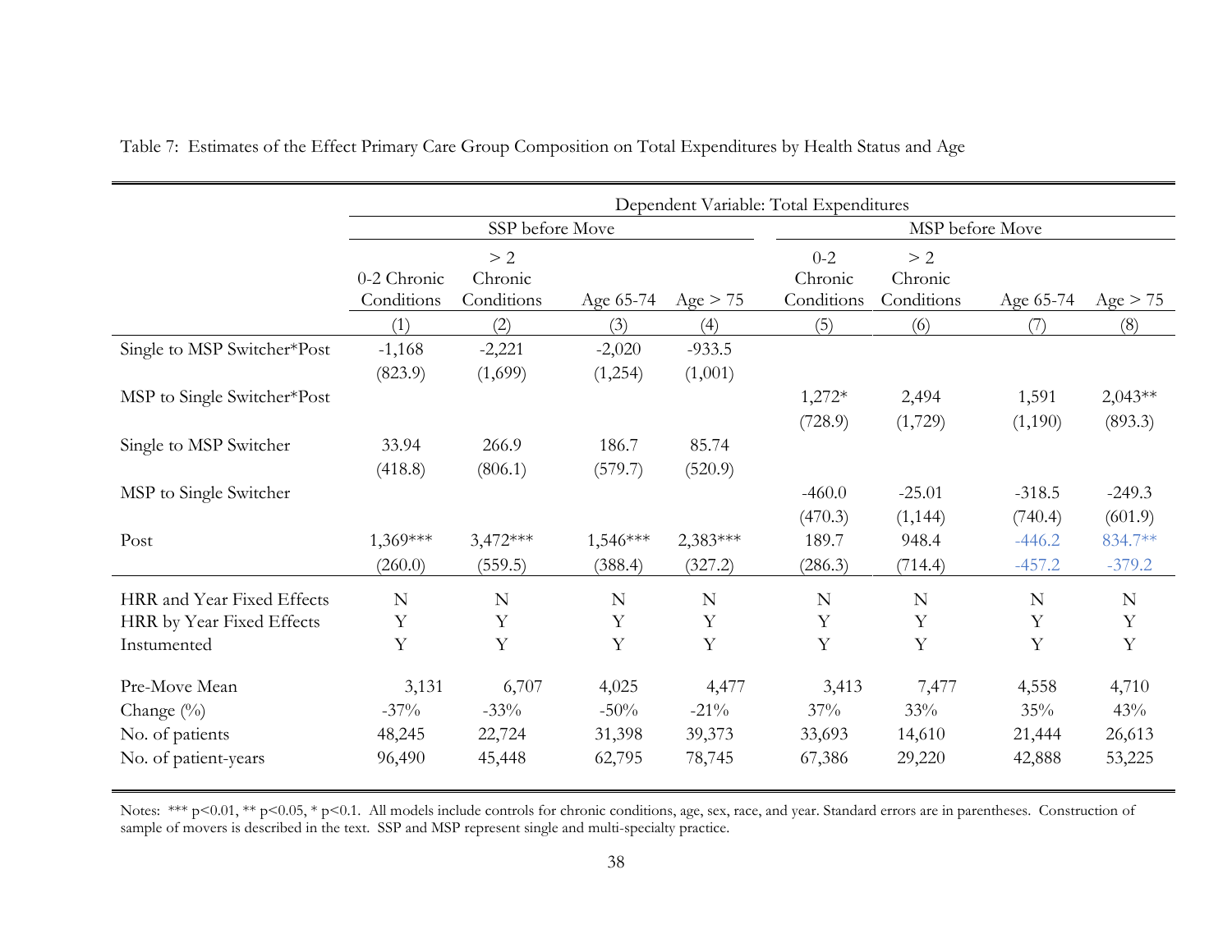Table 7: Estimates of the Effect Primary Care Group Composition on Total Expenditures by Health Status and Age

| | Dependent Variable: Total Expenditures | | | | | | | |
|---|---|---|---|---|---|---|---|---|
| | SSP before Move | | | | MSP before Move | | | |
| | 0-2 Chronic Conditions | > 2 Chronic Conditions | Age 65-74 | Age > 75 | 0-2 Chronic Conditions | > 2 Chronic Conditions | Age 65-74 | Age > 75 |
| | (1) | (2) | (3) | (4) | (5) | (6) | (7) | (8) |
| Single to MSP Switcher*Post | -1,168 | -2,221 | -2,020 | -933.5 | | | | |
| | (823.9) | (1,699) | (1,254) | (1,001) | | | | |
| MSP to Single Switcher*Post | | | | | 1,272* | 2,494 | 1,591 | 2,043** |
| | | | | | (728.9) | (1,729) | (1,190) | (893.3) |
| Single to MSP Switcher | 33.94 | 266.9 | 186.7 | 85.74 | | | | |
| | (418.8) | (806.1) | (579.7) | (520.9) | | | | |
| MSP to Single Switcher | | | | | -460.0 | -25.01 | -318.5 | -249.3 |
| | | | | | (470.3) | (1,144) | (740.4) | (601.9) |
| Post | 1,369*** | 3,472*** | 1,546*** | 2,383*** | 189.7 | 948.4 | -446.2 | 834.7** |
| | (260.0) | (559.5) | (388.4) | (327.2) | (286.3) | (714.4) | -457.2 | -379.2 |
| HRR and Year Fixed Effects | N | N | N | N | N | N | N | N |
| HRR by Year Fixed Effects | Y | Y | Y | Y | Y | Y | Y | Y |
| Instumented | Y | Y | Y | Y | Y | Y | Y | Y |
| Pre-Move Mean | 3,131 | 6,707 | 4,025 | 4,477 | 3,413 | 7,477 | 4,558 | 4,710 |
| Change (%) | -37% | -33% | -50% | -21% | 37% | 33% | 35% | 43% |
| No. of patients | 48,245 | 22,724 | 31,398 | 39,373 | 33,693 | 14,610 | 21,444 | 26,613 |
| No. of patient-years | 96,490 | 45,448 | 62,795 | 78,745 | 67,386 | 29,220 | 42,888 | 53,225 |

Notes: *** p<0.01, ** p<0.05, * p<0.1. All models include controls for chronic conditions, age, sex, race, and year. Standard errors are in parentheses. Construction of sample of movers is described in the text. SSP and MSP represent single and multi-specialty practice.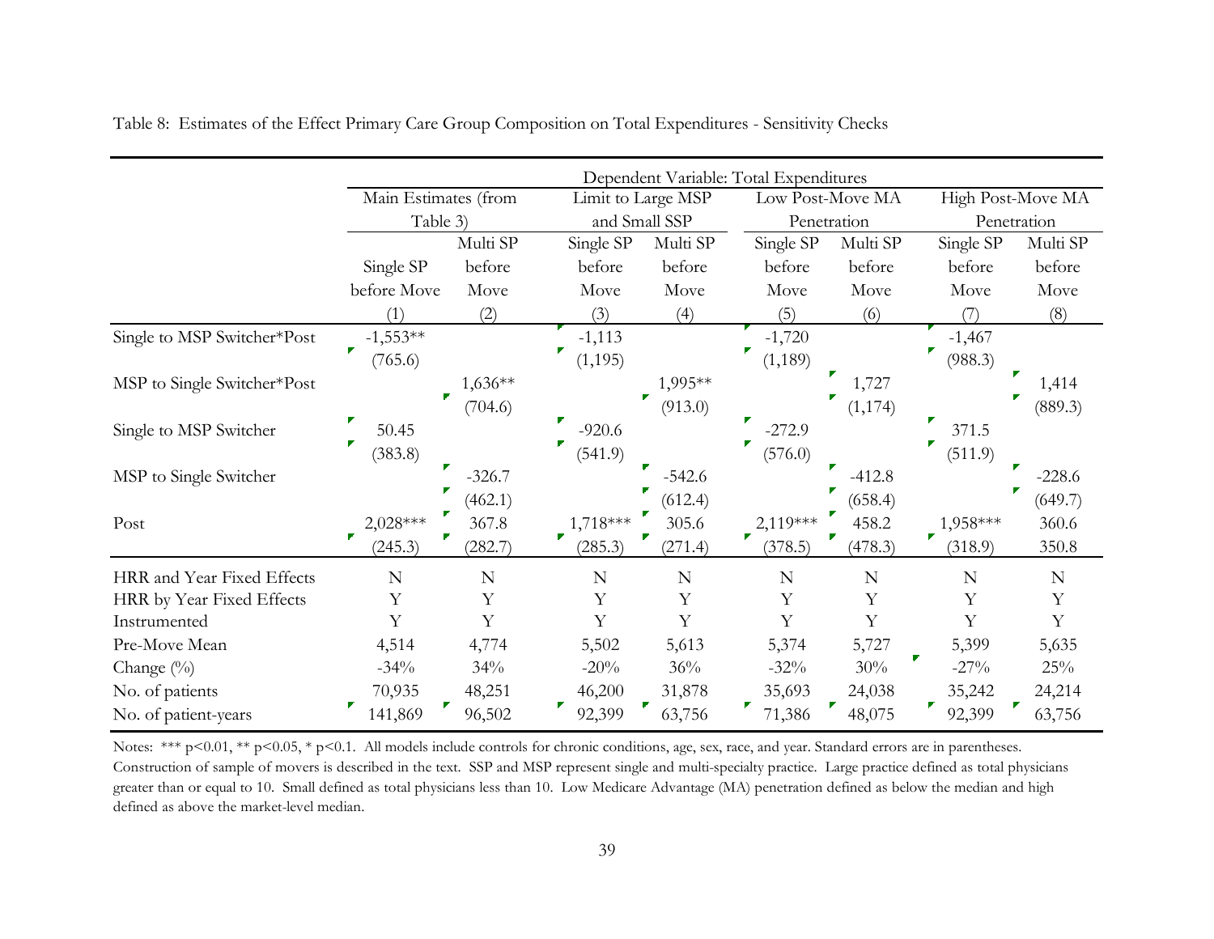Table 8: Estimates of the Effect Primary Care Group Composition on Total Expenditures - Sensitivity Checks

| | Dependent Variable: Total Expenditures | | | | | | | |
|---|---|---|---|---|---|---|---|---|
| | Main Estimates (from Table 3) | | Limit to Large MSP and Small SSP | | Low Post-Move MA Penetration | | High Post-Move MA Penetration | |
| | Single SP before Move | Multi SP before Move | Single SP before Move | Multi SP before Move | Single SP before Move | Multi SP before Move | Single SP before Move | Multi SP before Move |
| | (1) | (2) | (3) | (4) | (5) | (6) | (7) | (8) |
| Single to MSP Switcher*Post | -1,553** | | -1,113 | | -1,720 | | -1,467 | |
| | (765.6) | | (1,195) | | (1,189) | | (988.3) | |
| MSP to Single Switcher*Post | | 1,636** | | 1,995** | | 1,727 | | 1,414 |
| | | (704.6) | | (913.0) | | (1,174) | | (889.3) |
| Single to MSP Switcher | 50.45 | | -920.6 | | -272.9 | | 371.5 | |
| | (383.8) | | (541.9) | | (576.0) | | (511.9) | |
| MSP to Single Switcher | | -326.7 | | -542.6 | | -412.8 | | -228.6 |
| | | (462.1) | | (612.4) | | (658.4) | | (649.7) |
| Post | 2,028*** | 367.8 | 1,718*** | 305.6 | 2,119*** | 458.2 | 1,958*** | 360.6 |
| | (245.3) | (282.7) | (285.3) | (271.4) | (378.5) | (478.3) | (318.9) | 350.8 |
| HRR and Year Fixed Effects | N | N | N | N | N | N | N | N |
| HRR by Year Fixed Effects | Y | Y | Y | Y | Y | Y | Y | Y |
| Instrumented | Y | Y | Y | Y | Y | Y | Y | Y |
| Pre-Move Mean | 4,514 | 4,774 | 5,502 | 5,613 | 5,374 | 5,727 | 5,399 | 5,635 |
| Change (%) | -34% | 34% | -20% | 36% | -32% | 30% | -27% | 25% |
| No. of patients | 70,935 | 48,251 | 46,200 | 31,878 | 35,693 | 24,038 | 35,242 | 24,214 |
| No. of patient-years | 141,869 | 96,502 | 92,399 | 63,756 | 71,386 | 48,075 | 92,399 | 63,756 |

Notes: *** p<0.01, ** p<0.05, * p<0.1. All models include controls for chronic conditions, age, sex, race, and year. Standard errors are in parentheses. Construction of sample of movers is described in the text. SSP and MSP represent single and multi-specialty practice. Large practice defined as total physicians greater than or equal to 10. Small defined as total physicians less than 10. Low Medicare Advantage (MA) penetration defined as below the median and high defined as above the market-level median.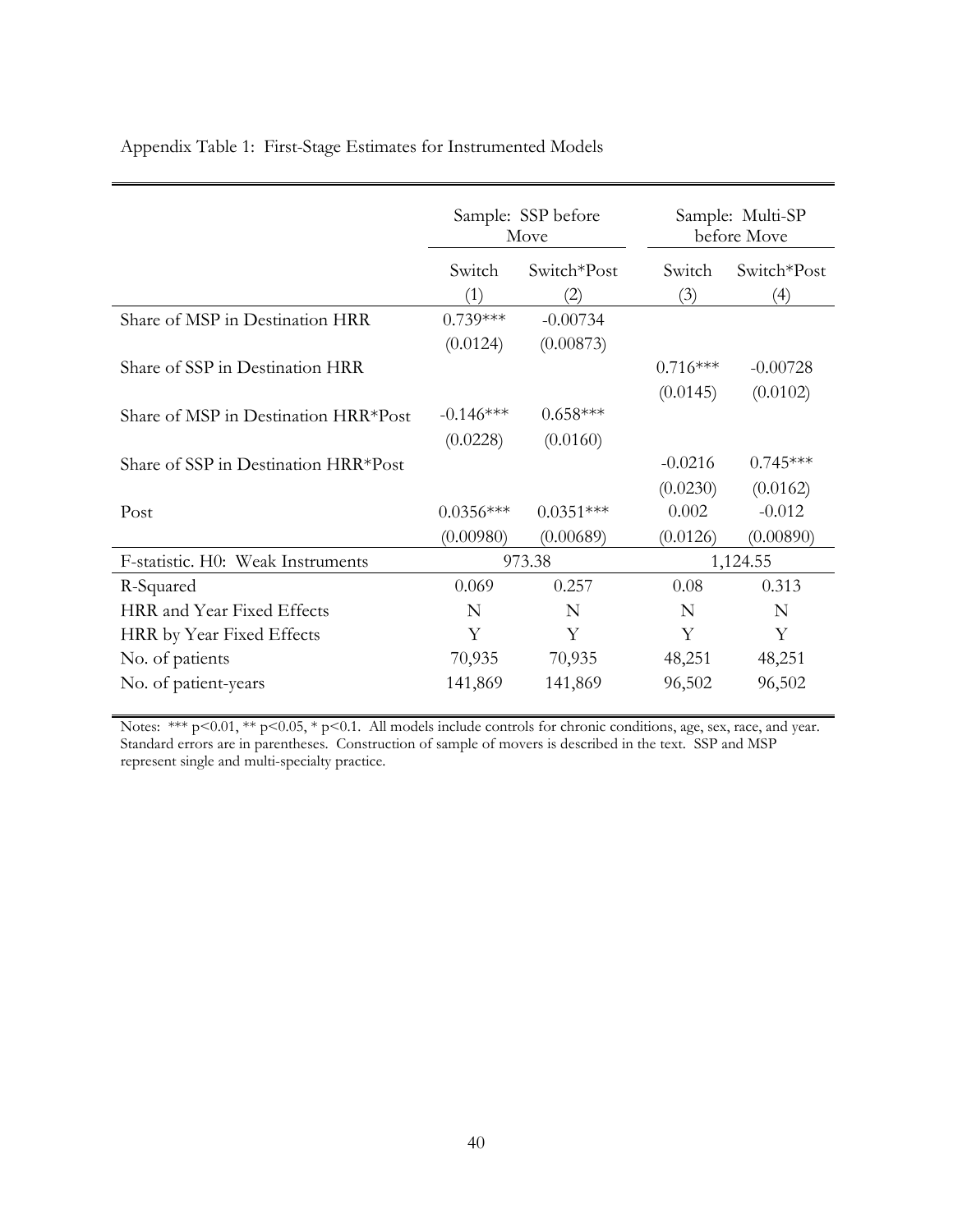Appendix Table 1: First-Stage Estimates for Instrumented Models

| | Sample: SSP before Move | | Sample: Multi-SP before Move | |
|---|---|---|---|---|
| | Switch | Switch*Post | Switch | Switch*Post |
| | (1) | (2) | (3) | (4) |
| Share of MSP in Destination HRR | 0.739*** | -0.00734 | | |
| | (0.0124) | (0.00873) | | |
| Share of SSP in Destination HRR | | | 0.716*** | -0.00728 |
| | | | (0.0145) | (0.0102) |
| Share of MSP in Destination HRR*Post | -0.146*** | 0.658*** | | |
| | (0.0228) | (0.0160) | | |
| Share of SSP in Destination HRR*Post | | | -0.0216 | 0.745*** |
| | | | (0.0230) | (0.0162) |
| Post | 0.0356*** | 0.0351*** | 0.002 | -0.012 |
| | (0.00980) | (0.00689) | (0.0126) | (0.00890) |
| F-statistic. H0: Weak Instruments | 973.38 | | 1,124.55 | |
| R-Squared | 0.069 | 0.257 | 0.08 | 0.313 |
| HRR and Year Fixed Effects | N | N | N | N |
| HRR by Year Fixed Effects | Y | Y | Y | Y |
| No. of patients | 70,935 | 70,935 | 48,251 | 48,251 |
| No. of patient-years | 141,869 | 141,869 | 96,502 | 96,502 |

Notes: *** $p<0.01$, ** $p<0.05$, * $p<0.1$. All models include controls for chronic conditions, age, sex, race, and year. Standard errors are in parentheses. Construction of sample of movers is described in the text. SSP and MSP represent single and multi-specialty practice.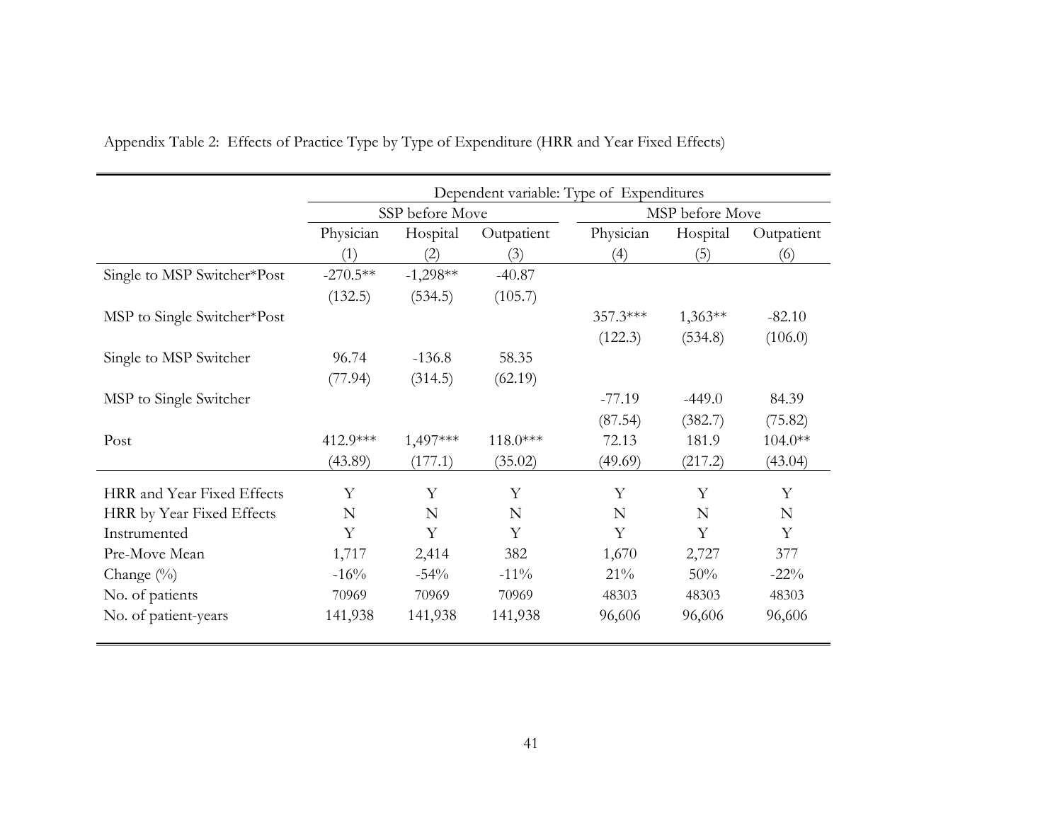Appendix Table 2: Effects of Practice Type by Type of Expenditure (HRR and Year Fixed Effects)

| | Dependent variable: Type of Expenditures | | | | | |
|---|---|---|---|---|---|---|
| | SSP before Move | | | MSP before Move | | |
| | Physician | Hospital | Outpatient | Physician | Hospital | Outpatient |
| | (1) | (2) | (3) | (4) | (5) | (6) |
| Single to MSP Switcher*Post | -270.5** | -1,298** | -40.87 | | | |
| | (132.5) | (534.5) | (105.7) | | | |
| MSP to Single Switcher*Post | | | | 357.3*** | 1,363** | -82.10 |
| | | | | (122.3) | (534.8) | (106.0) |
| Single to MSP Switcher | 96.74 | -136.8 | 58.35 | | | |
| | (77.94) | (314.5) | (62.19) | | | |
| MSP to Single Switcher | | | | -77.19 | -449.0 | 84.39 |
| | | | | (87.54) | (382.7) | (75.82) |
| Post | 412.9*** | 1,497*** | 118.0*** | 72.13 | 181.9 | 104.0** |
| | (43.89) | (177.1) | (35.02) | (49.69) | (217.2) | (43.04) |
| HRR and Year Fixed Effects | Y | Y | Y | Y | Y | Y |
| HRR by Year Fixed Effects | N | N | N | N | N | N |
| Instrumented | Y | Y | Y | Y | Y | Y |
| Pre-Move Mean | 1,717 | 2,414 | 382 | 1,670 | 2,727 | 377 |
| Change (%) | -16% | -54% | -11% | 21% | 50% | -22% |
| No. of patients | 70969 | 70969 | 70969 | 48303 | 48303 | 48303 |
| No. of patient-years | 141,938 | 141,938 | 141,938 | 96,606 | 96,606 | 96,606 |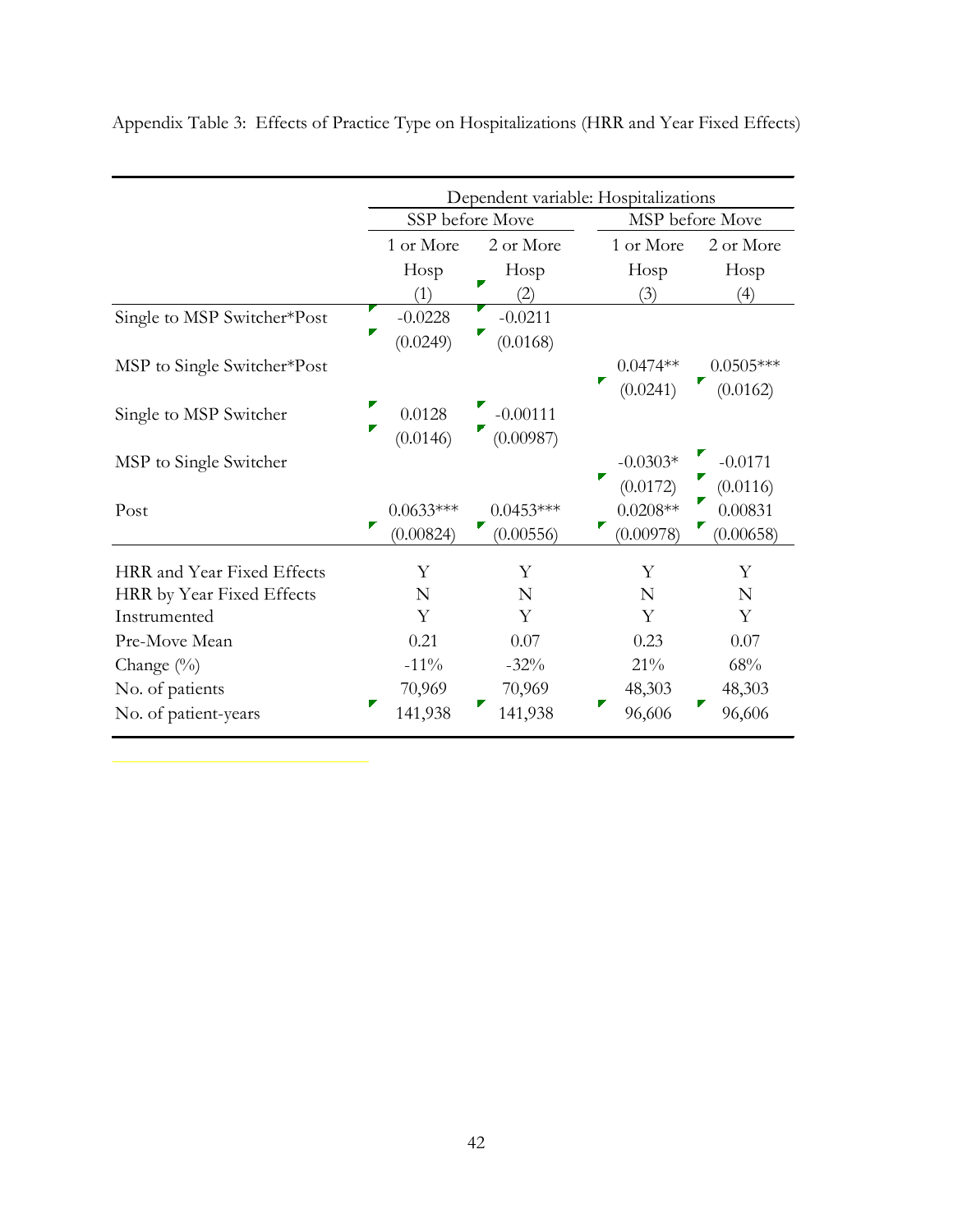Appendix Table 3: Effects of Practice Type on Hospitalizations (HRR and Year Fixed Effects)

| | Dependent variable: Hospitalizations | | | |
|---|---|---|---|---|
| | SSP before Move | | MSP before Move | |
| | 1 or More Hosp | 2 or More Hosp | 1 or More Hosp | 2 or More Hosp |
| | (1) | (2) | (3) | (4) |
| Single to MSP Switcher*Post | -0.0228 | -0.0211 | | |
| | (0.0249) | (0.0168) | | |
| MSP to Single Switcher*Post | | | 0.0474** | 0.0505*** |
| | | | (0.0241) | (0.0162) |
| Single to MSP Switcher | 0.0128 | -0.00111 | | |
| | (0.0146) | (0.00987) | | |
| MSP to Single Switcher | | | -0.0303* | -0.0171 |
| | | | (0.0172) | (0.0116) |
| Post | 0.0633*** | 0.0453*** | 0.0208** | 0.00831 |
| | (0.00824) | (0.00556) | (0.00978) | (0.00658) |
| HRR and Year Fixed Effects | Y | Y | Y | Y |
| HRR by Year Fixed Effects | N | N | N | N |
| Instrumented | Y | Y | Y | Y |
| Pre-Move Mean | 0.21 | 0.07 | 0.23 | 0.07 |
| Change (%) | -11% | -32% | 21% | 68% |
| No. of patients | 70,969 | 70,969 | 48,303 | 48,303 |
| No. of patient-years | 141,938 | 141,938 | 96,606 | 96,606 |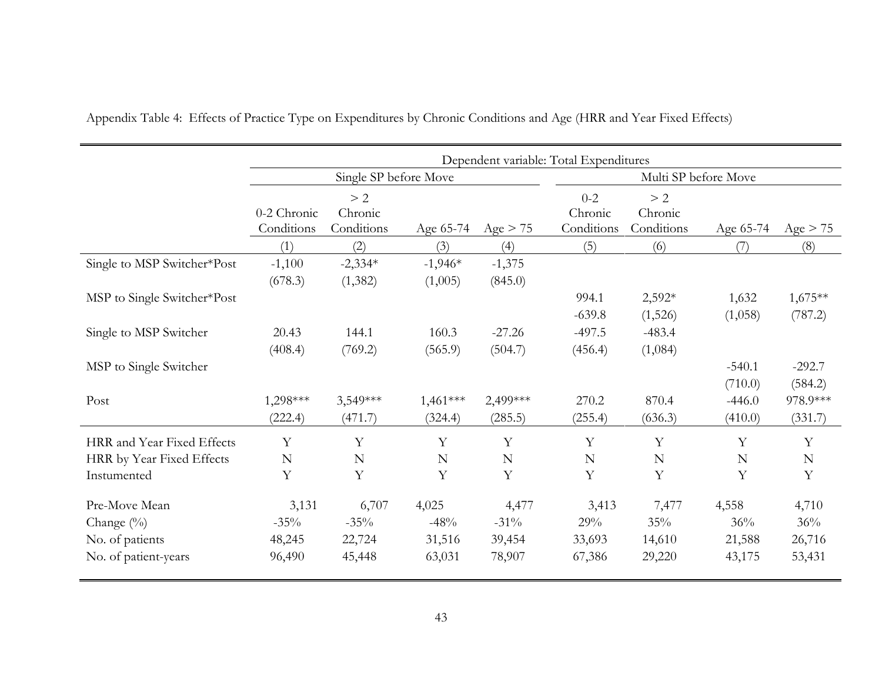Appendix Table 4: Effects of Practice Type on Expenditures by Chronic Conditions and Age (HRR and Year Fixed Effects)

| | Dependent variable: Total Expenditures | | | | | | | |
|---|---|---|---|---|---|---|---|---|
| | Single SP before Move | | | | Multi SP before Move | | | |
| | 0-2 Chronic Conditions | > 2 Chronic Conditions | Age 65-74 | Age > 75 | 0-2 Chronic Conditions | > 2 Chronic Conditions | Age 65-74 | Age > 75 |
| | (1) | (2) | (3) | (4) | (5) | (6) | (7) | (8) |
| Single to MSP Switcher*Post | -1,100 | -2,334* | -1,946* | -1,375 | | | | |
| | (678.3) | (1,382) | (1,005) | (845.0) | | | | |
| MSP to Single Switcher*Post | | | | | 994.1 | 2,592* | 1,632 | 1,675** |
| | | | | | -639.8 | (1,526) | (1,058) | (787.2) |
| Single to MSP Switcher | 20.43 | 144.1 | 160.3 | -27.26 | -497.5 | -483.4 | | |
| | (408.4) | (769.2) | (565.9) | (504.7) | (456.4) | (1,084) | | |
| MSP to Single Switcher | | | | | | | -540.1 | -292.7 |
| | | | | | | | (710.0) | (584.2) |
| Post | 1,298*** | 3,549*** | 1,461*** | 2,499*** | 270.2 | 870.4 | -446.0 | 978.9*** |
| | (222.4) | (471.7) | (324.4) | (285.5) | (255.4) | (636.3) | (410.0) | (331.7) |
| HRR and Year Fixed Effects | Y | Y | Y | Y | Y | Y | Y | Y |
| HRR by Year Fixed Effects | N | N | N | N | N | N | N | N |
| Instumented | Y | Y | Y | Y | Y | Y | Y | Y |
| Pre-Move Mean | 3,131 | 6,707 | 4,025 | 4,477 | 3,413 | 7,477 | 4,558 | 4,710 |
| Change (%) | -35% | -35% | -48% | -31% | 29% | 35% | 36% | 36% |
| No. of patients | 48,245 | 22,724 | 31,516 | 39,454 | 33,693 | 14,610 | 21,588 | 26,716 |
| No. of patient-years | 96,490 | 45,448 | 63,031 | 78,907 | 67,386 | 29,220 | 43,175 | 53,431 |